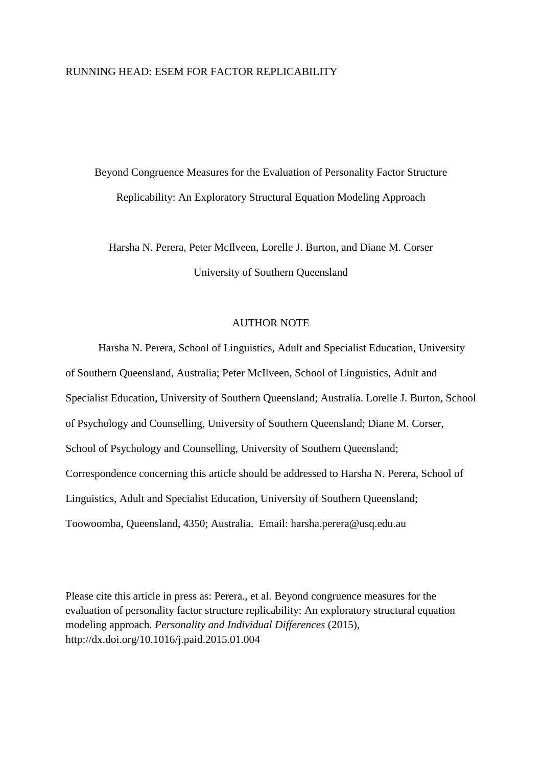RUNNING HEAD: ESEM FOR FACTOR REPLICABILITY

# Beyond Congruence Measures for the Evaluation of Personality Factor Structure Replicability: An Exploratory Structural Equation Modeling Approach

Harsha N. Perera, Peter McIlveen, Lorelle J. Burton, and Diane M. Corser

University of Southern Queensland

## AUTHOR NOTE

Harsha N. Perera, School of Linguistics, Adult and Specialist Education, University of Southern Queensland, Australia; Peter McIlveen, School of Linguistics, Adult and Specialist Education, University of Southern Queensland; Australia. Lorelle J. Burton, School of Psychology and Counselling, University of Southern Queensland; Diane M. Corser, School of Psychology and Counselling, University of Southern Queensland; Correspondence concerning this article should be addressed to Harsha N. Perera, School of Linguistics, Adult and Specialist Education, University of Southern Queensland; Toowoomba, Queensland, 4350; Australia. Email: harsha.perera@usq.edu.au

Please cite this article in press as: Perera., et al. Beyond congruence measures for the evaluation of personality factor structure replicability: An exploratory structural equation modeling approach. *Personality and Individual Differences* (2015), http://dx.doi.org/10.1016/j.paid.2015.01.004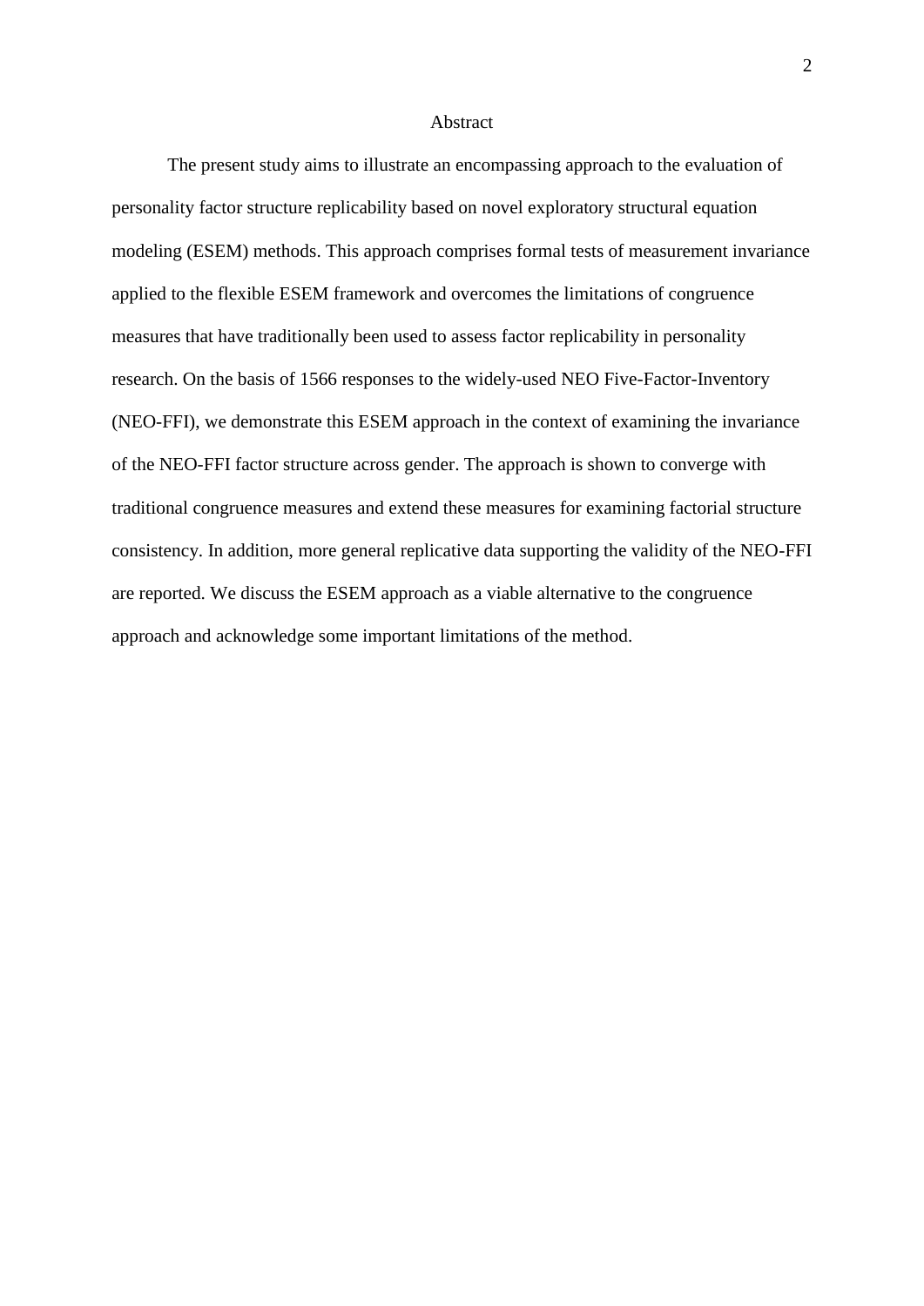## Abstract

The present study aims to illustrate an encompassing approach to the evaluation of personality factor structure replicability based on novel exploratory structural equation modeling (ESEM) methods. This approach comprises formal tests of measurement invariance applied to the flexible ESEM framework and overcomes the limitations of congruence measures that have traditionally been used to assess factor replicability in personality research. On the basis of 1566 responses to the widely-used NEO Five-Factor-Inventory (NEO-FFI), we demonstrate this ESEM approach in the context of examining the invariance of the NEO-FFI factor structure across gender. The approach is shown to converge with traditional congruence measures and extend these measures for examining factorial structure consistency. In addition, more general replicative data supporting the validity of the NEO-FFI are reported. We discuss the ESEM approach as a viable alternative to the congruence approach and acknowledge some important limitations of the method.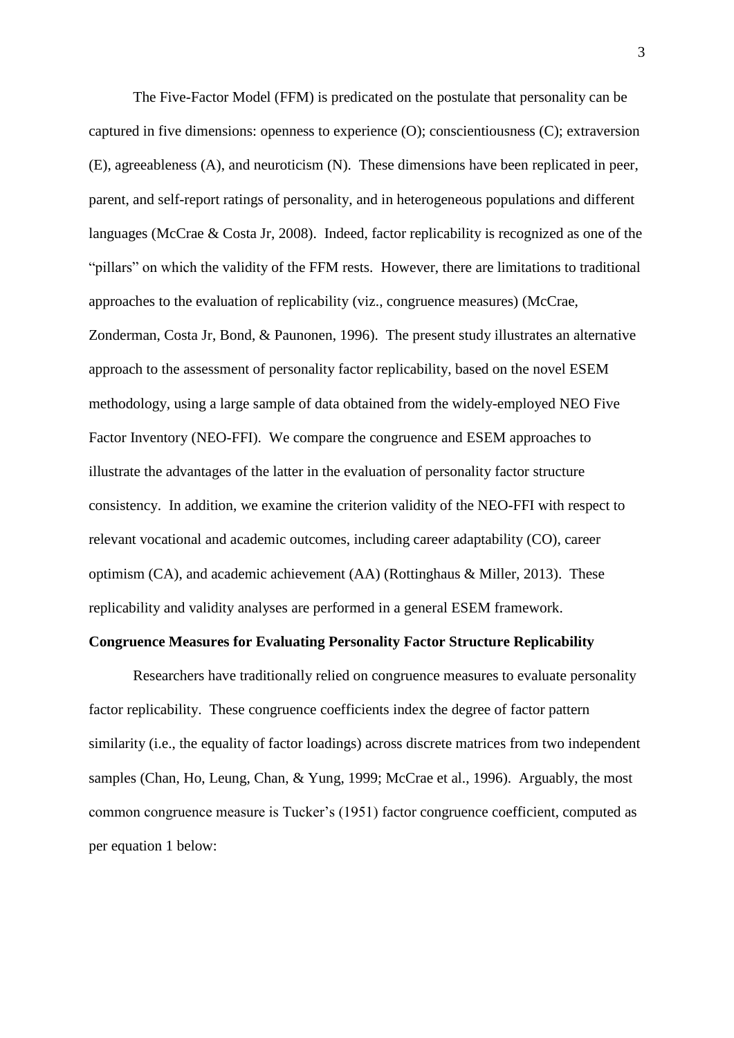The Five-Factor Model (FFM) is predicated on the postulate that personality can be captured in five dimensions: openness to experience (O); conscientiousness (C); extraversion (E), agreeableness (A), and neuroticism (N). These dimensions have been replicated in peer, parent, and self-report ratings of personality, and in heterogeneous populations and different languages (McCrae & Costa Jr, 2008). Indeed, factor replicability is recognized as one of the "pillars" on which the validity of the FFM rests. However, there are limitations to traditional approaches to the evaluation of replicability (viz., congruence measures) (McCrae, Zonderman, Costa Jr, Bond, & Paunonen, 1996). The present study illustrates an alternative approach to the assessment of personality factor replicability, based on the novel ESEM methodology, using a large sample of data obtained from the widely-employed NEO Five Factor Inventory (NEO-FFI). We compare the congruence and ESEM approaches to illustrate the advantages of the latter in the evaluation of personality factor structure consistency. In addition, we examine the criterion validity of the NEO-FFI with respect to relevant vocational and academic outcomes, including career adaptability (CO), career optimism (CA), and academic achievement (AA) (Rottinghaus & Miller, 2013). These replicability and validity analyses are performed in a general ESEM framework.

**Congruence Measures for Evaluating Personality Factor Structure Replicability**

Researchers have traditionally relied on congruence measures to evaluate personality factor replicability. These congruence coefficients index the degree of factor pattern similarity (i.e., the equality of factor loadings) across discrete matrices from two independent samples (Chan, Ho, Leung, Chan, & Yung, 1999; McCrae et al., 1996). Arguably, the most common congruence measure is Tucker's (1951) factor congruence coefficient, computed as per equation 1 below: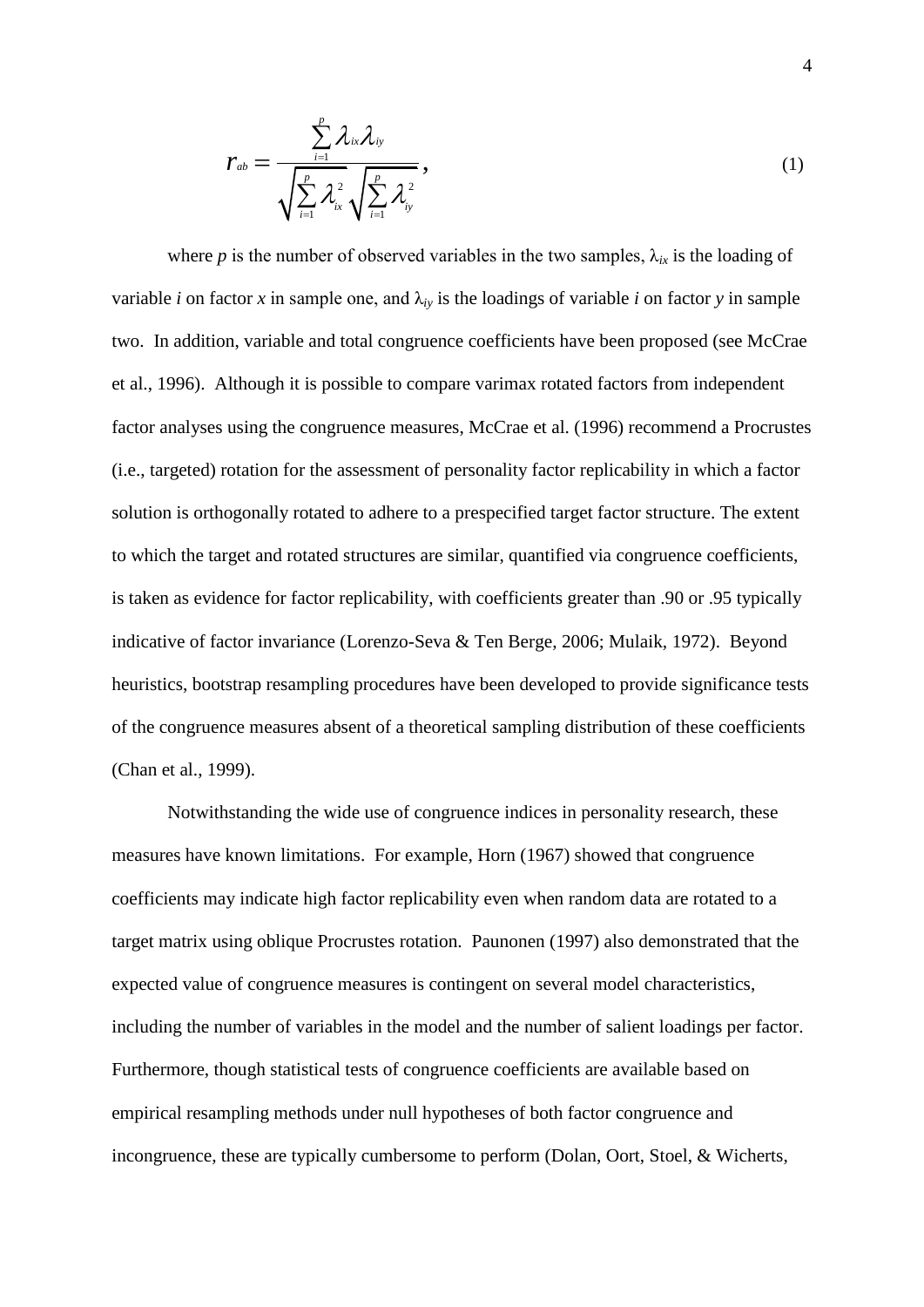$$r_{ab} = \frac{\sum_{i=1}^{p} \lambda_{ix} \lambda_{iy}}{\sqrt{\sum_{i=1}^{p} \lambda_{ix}^2} \sqrt{\sum_{i=1}^{p} \lambda_{iy}^2}}, \tag{1}$$

where $p$ is the number of observed variables in the two samples, $\lambda_{ix}$ is the loading of variable $i$ on factor $x$ in sample one, and $\lambda_{iy}$ is the loadings of variable $i$ on factor $y$ in sample two. In addition, variable and total congruence coefficients have been proposed (see McCrae et al., 1996). Although it is possible to compare varimax rotated factors from independent factor analyses using the congruence measures, McCrae et al. (1996) recommend a Procrustes (i.e., targeted) rotation for the assessment of personality factor replicability in which a factor solution is orthogonally rotated to adhere to a prespecified target factor structure. The extent to which the target and rotated structures are similar, quantified via congruence coefficients, is taken as evidence for factor replicability, with coefficients greater than .90 or .95 typically indicative of factor invariance (Lorenzo-Seva & Ten Berge, 2006; Mulaik, 1972). Beyond heuristics, bootstrap resampling procedures have been developed to provide significance tests of the congruence measures absent of a theoretical sampling distribution of these coefficients (Chan et al., 1999).

Notwithstanding the wide use of congruence indices in personality research, these measures have known limitations. For example, Horn (1967) showed that congruence coefficients may indicate high factor replicability even when random data are rotated to a target matrix using oblique Procrustes rotation. Paunonen (1997) also demonstrated that the expected value of congruence measures is contingent on several model characteristics, including the number of variables in the model and the number of salient loadings per factor. Furthermore, though statistical tests of congruence coefficients are available based on empirical resampling methods under null hypotheses of both factor congruence and incongruence, these are typically cumbersome to perform (Dolan, Oort, Stoel, & Wicherts,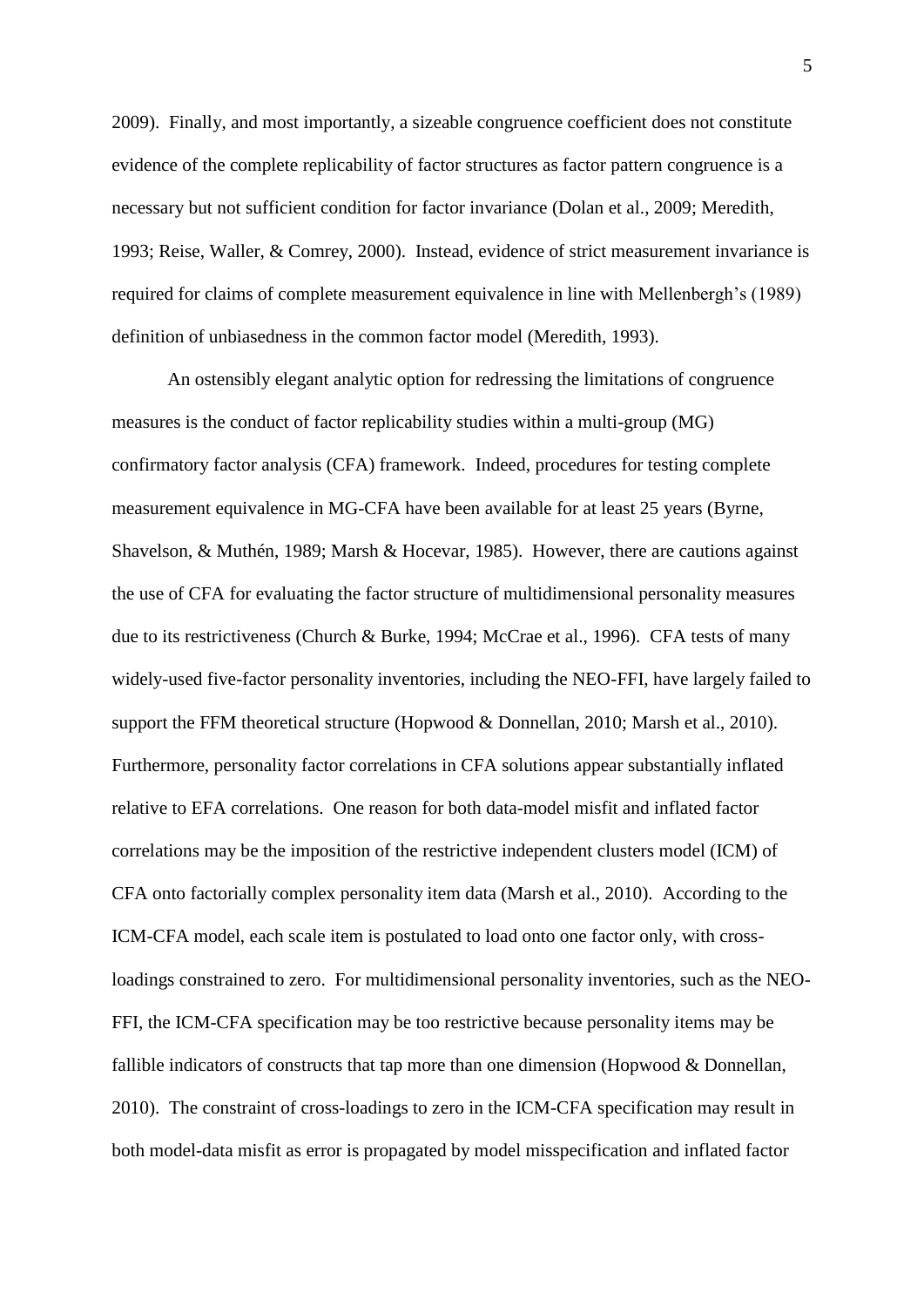2009). Finally, and most importantly, a sizeable congruence coefficient does not constitute evidence of the complete replicability of factor structures as factor pattern congruence is a necessary but not sufficient condition for factor invariance (Dolan et al., 2009; Meredith, 1993; Reise, Waller, & Comrey, 2000). Instead, evidence of strict measurement invariance is required for claims of complete measurement equivalence in line with Mellenbergh's (1989) definition of unbiasedness in the common factor model (Meredith, 1993).

An ostensibly elegant analytic option for redressing the limitations of congruence measures is the conduct of factor replicability studies within a multi-group (MG) confirmatory factor analysis (CFA) framework. Indeed, procedures for testing complete measurement equivalence in MG-CFA have been available for at least 25 years (Byrne, Shavelson, & Muthén, 1989; Marsh & Hocevar, 1985). However, there are cautions against the use of CFA for evaluating the factor structure of multidimensional personality measures due to its restrictiveness (Church & Burke, 1994; McCrae et al., 1996). CFA tests of many widely-used five-factor personality inventories, including the NEO-FFI, have largely failed to support the FFM theoretical structure (Hopwood & Donnellan, 2010; Marsh et al., 2010). Furthermore, personality factor correlations in CFA solutions appear substantially inflated relative to EFA correlations. One reason for both data-model misfit and inflated factor correlations may be the imposition of the restrictive independent clusters model (ICM) of CFA onto factorially complex personality item data (Marsh et al., 2010). According to the ICM-CFA model, each scale item is postulated to load onto one factor only, with cross-loadings constrained to zero. For multidimensional personality inventories, such as the NEO-FFI, the ICM-CFA specification may be too restrictive because personality items may be fallible indicators of constructs that tap more than one dimension (Hopwood & Donnellan, 2010). The constraint of cross-loadings to zero in the ICM-CFA specification may result in both model-data misfit as error is propagated by model misspecification and inflated factor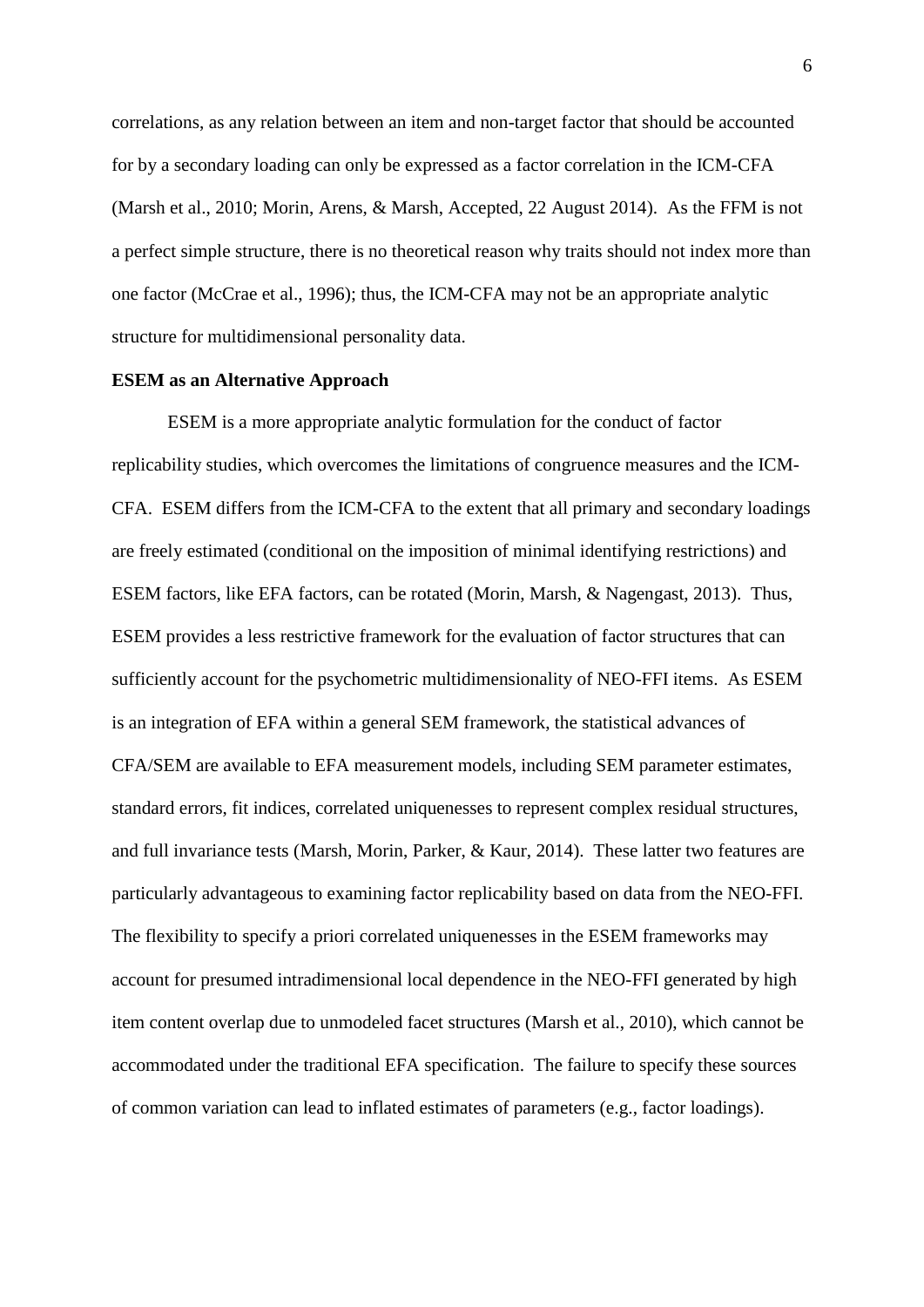correlations, as any relation between an item and non-target factor that should be accounted for by a secondary loading can only be expressed as a factor correlation in the ICM-CFA (Marsh et al., 2010; Morin, Arens, & Marsh, Accepted, 22 August 2014). As the FFM is not a perfect simple structure, there is no theoretical reason why traits should not index more than one factor (McCrae et al., 1996); thus, the ICM-CFA may not be an appropriate analytic structure for multidimensional personality data.

**ESEM as an Alternative Approach**

ESEM is a more appropriate analytic formulation for the conduct of factor replicability studies, which overcomes the limitations of congruence measures and the ICM-CFA. ESEM differs from the ICM-CFA to the extent that all primary and secondary loadings are freely estimated (conditional on the imposition of minimal identifying restrictions) and ESEM factors, like EFA factors, can be rotated (Morin, Marsh, & Nagengast, 2013). Thus, ESEM provides a less restrictive framework for the evaluation of factor structures that can sufficiently account for the psychometric multidimensionality of NEO-FFI items. As ESEM is an integration of EFA within a general SEM framework, the statistical advances of CFA/SEM are available to EFA measurement models, including SEM parameter estimates, standard errors, fit indices, correlated uniquenesses to represent complex residual structures, and full invariance tests (Marsh, Morin, Parker, & Kaur, 2014). These latter two features are particularly advantageous to examining factor replicability based on data from the NEO-FFI. The flexibility to specify a priori correlated uniquenesses in the ESEM frameworks may account for presumed intradimensional local dependence in the NEO-FFI generated by high item content overlap due to unmodeled facet structures (Marsh et al., 2010), which cannot be accommodated under the traditional EFA specification. The failure to specify these sources of common variation can lead to inflated estimates of parameters (e.g., factor loadings).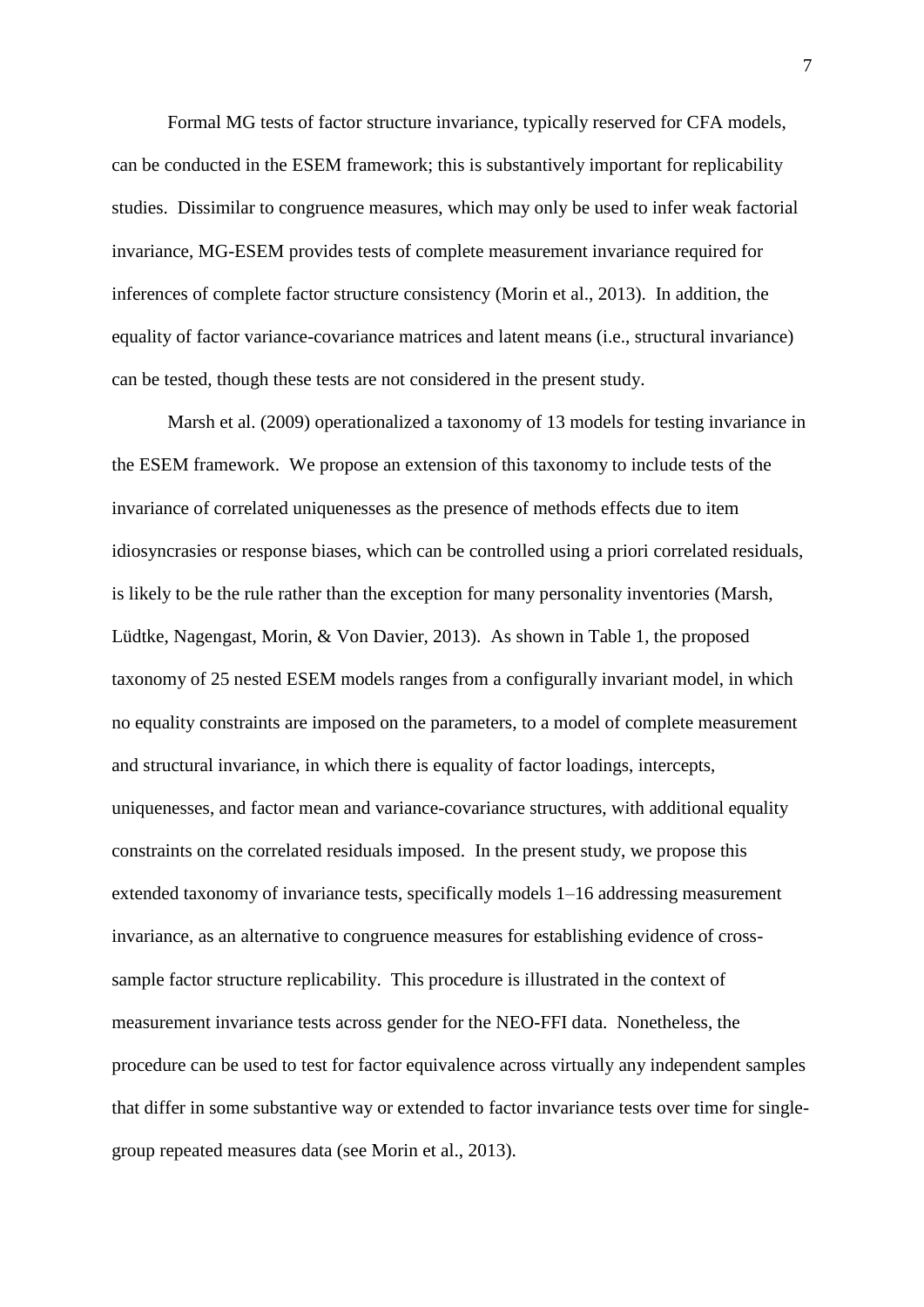Formal MG tests of factor structure invariance, typically reserved for CFA models, can be conducted in the ESEM framework; this is substantively important for replicability studies. Dissimilar to congruence measures, which may only be used to infer weak factorial invariance, MG-ESEM provides tests of complete measurement invariance required for inferences of complete factor structure consistency (Morin et al., 2013). In addition, the equality of factor variance-covariance matrices and latent means (i.e., structural invariance) can be tested, though these tests are not considered in the present study.

Marsh et al. (2009) operationalized a taxonomy of 13 models for testing invariance in the ESEM framework. We propose an extension of this taxonomy to include tests of the invariance of correlated uniquenesses as the presence of methods effects due to item idiosyncrasies or response biases, which can be controlled using a priori correlated residuals, is likely to be the rule rather than the exception for many personality inventories (Marsh, Lüdtke, Nagengast, Morin, & Von Davier, 2013). As shown in Table 1, the proposed taxonomy of 25 nested ESEM models ranges from a configurally invariant model, in which no equality constraints are imposed on the parameters, to a model of complete measurement and structural invariance, in which there is equality of factor loadings, intercepts, uniquenesses, and factor mean and variance-covariance structures, with additional equality constraints on the correlated residuals imposed. In the present study, we propose this extended taxonomy of invariance tests, specifically models 1–16 addressing measurement invariance, as an alternative to congruence measures for establishing evidence of cross-sample factor structure replicability. This procedure is illustrated in the context of measurement invariance tests across gender for the NEO-FFI data. Nonetheless, the procedure can be used to test for factor equivalence across virtually any independent samples that differ in some substantive way or extended to factor invariance tests over time for single-group repeated measures data (see Morin et al., 2013).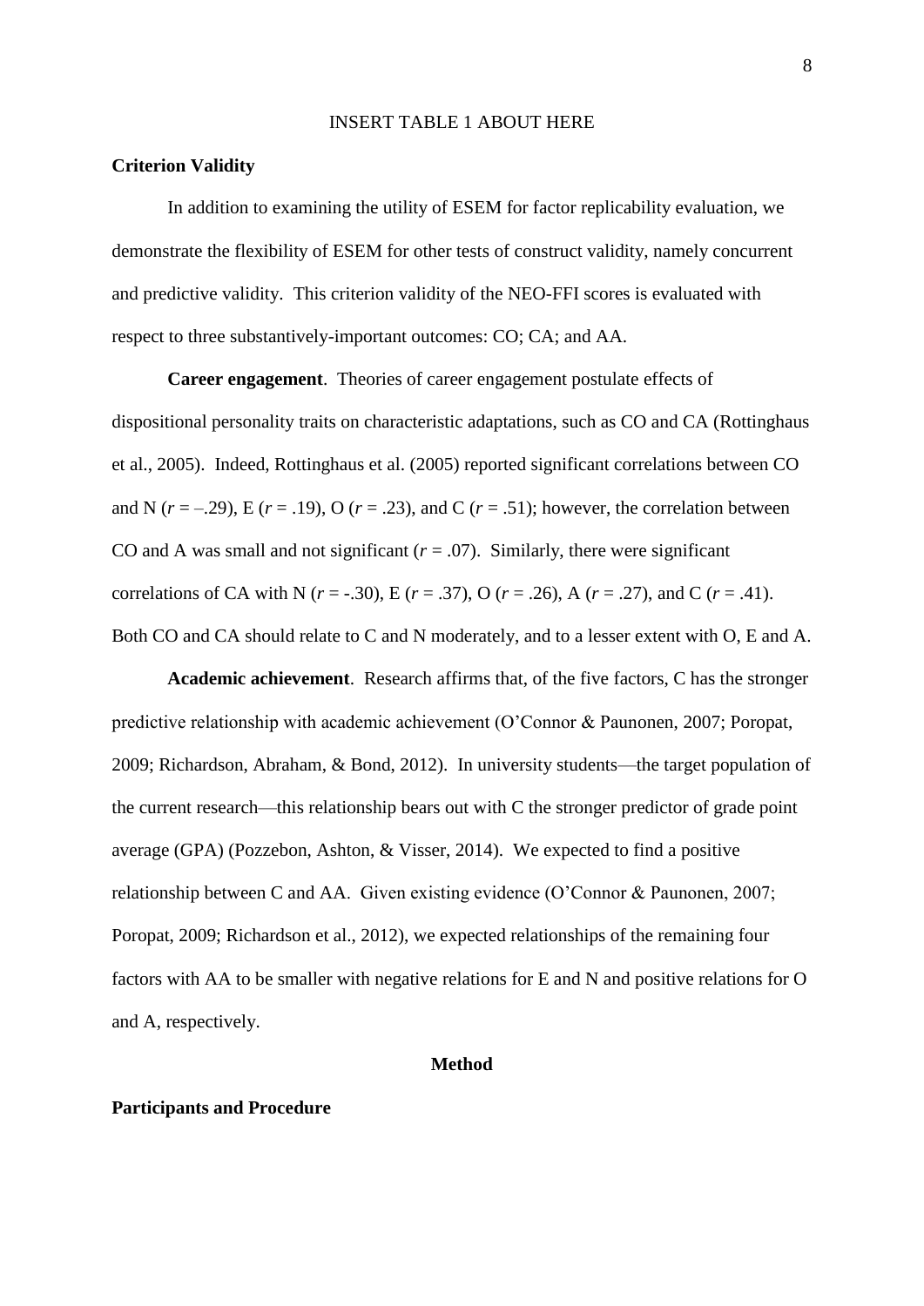INSERT TABLE 1 ABOUT HERE

## Criterion Validity

In addition to examining the utility of ESEM for factor replicability evaluation, we demonstrate the flexibility of ESEM for other tests of construct validity, namely concurrent and predictive validity. This criterion validity of the NEO-FFI scores is evaluated with respect to three substantively-important outcomes: CO; CA; and AA.

**Career engagement**. Theories of career engagement postulate effects of dispositional personality traits on characteristic adaptations, such as CO and CA (Rottinghaus et al., 2005). Indeed, Rottinghaus et al. (2005) reported significant correlations between CO and N ($r = -.29$), E ($r = .19$), O ($r = .23$), and C ($r = .51$); however, the correlation between CO and A was small and not significant ($r = .07$). Similarly, there were significant correlations of CA with N ($r = -.30$), E ($r = .37$), O ($r = .26$), A ($r = .27$), and C ($r = .41$). Both CO and CA should relate to C and N moderately, and to a lesser extent with O, E and A.

**Academic achievement**. Research affirms that, of the five factors, C has the stronger predictive relationship with academic achievement (O'Connor & Paunonen, 2007; Poropat, 2009; Richardson, Abraham, & Bond, 2012). In university students—the target population of the current research—this relationship bears out with C the stronger predictor of grade point average (GPA) (Pozzebon, Ashton, & Visser, 2014). We expected to find a positive relationship between C and AA. Given existing evidence (O'Connor & Paunonen, 2007; Poropat, 2009; Richardson et al., 2012), we expected relationships of the remaining four factors with AA to be smaller with negative relations for E and N and positive relations for O and A, respectively.

# Method

## Participants and Procedure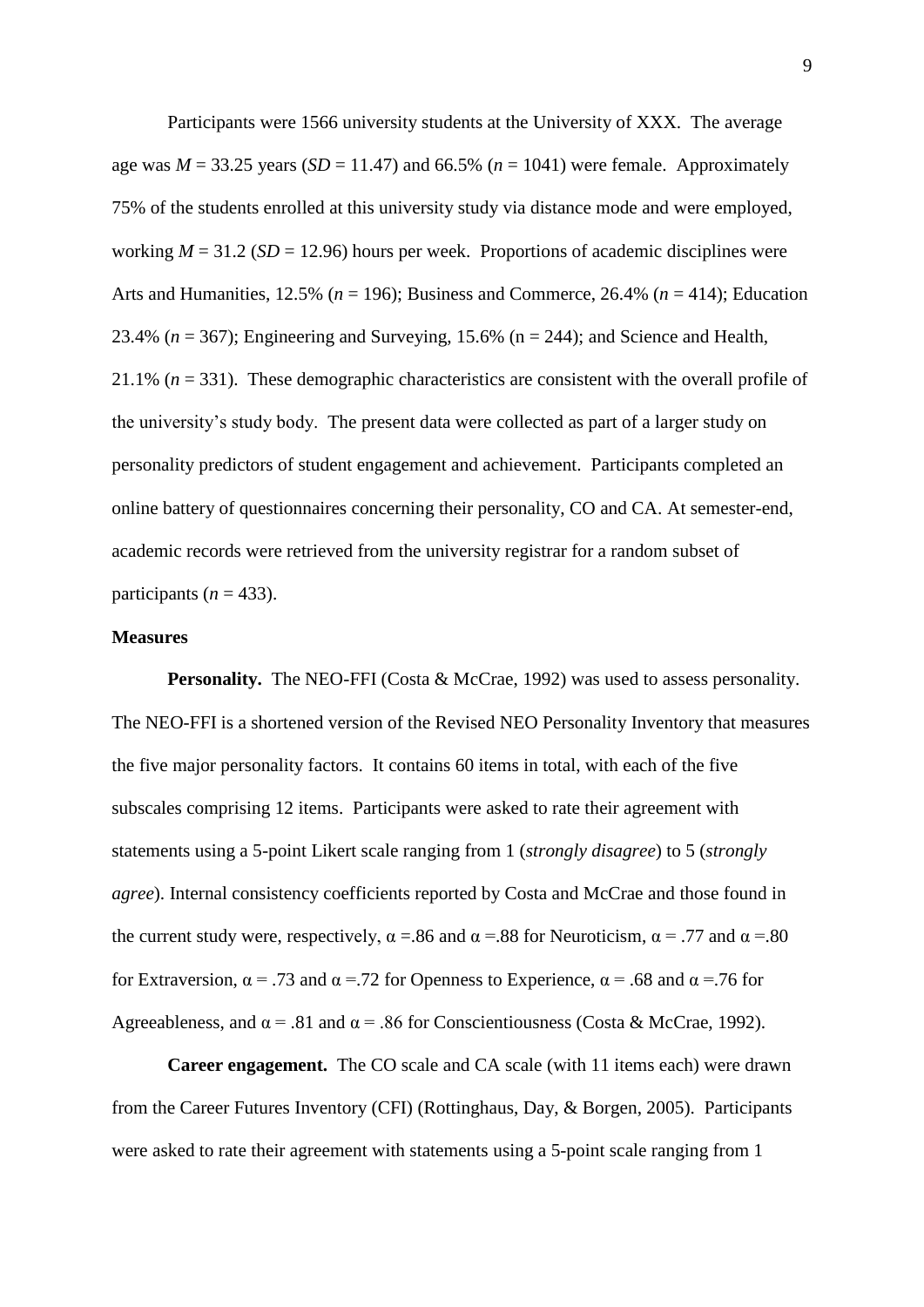Participants were 1566 university students at the University of XXX. The average age was $M$ = 33.25 years ($SD$ = 11.47) and 66.5% ($n$ = 1041) were female. Approximately 75% of the students enrolled at this university study via distance mode and were employed, working $M$ = 31.2 ($SD$ = 12.96) hours per week. Proportions of academic disciplines were Arts and Humanities, 12.5% ($n$ = 196); Business and Commerce, 26.4% ($n$ = 414); Education 23.4% ($n$ = 367); Engineering and Surveying, 15.6% (n = 244); and Science and Health, 21.1% ($n$ = 331). These demographic characteristics are consistent with the overall profile of the university's study body. The present data were collected as part of a larger study on personality predictors of student engagement and achievement. Participants completed an online battery of questionnaires concerning their personality, CO and CA. At semester-end, academic records were retrieved from the university registrar for a random subset of participants ($n$ = 433).

## Measures

**Personality.** The NEO-FFI (Costa & McCrae, 1992) was used to assess personality. The NEO-FFI is a shortened version of the Revised NEO Personality Inventory that measures the five major personality factors. It contains 60 items in total, with each of the five subscales comprising 12 items. Participants were asked to rate their agreement with statements using a 5-point Likert scale ranging from 1 (*strongly disagree*) to 5 (*strongly agree*). Internal consistency coefficients reported by Costa and McCrae and those found in the current study were, respectively, $\alpha$ =.86 and $\alpha$ =.88 for Neuroticism, $\alpha$ = .77 and $\alpha$ =.80 for Extraversion, $\alpha$ = .73 and $\alpha$ =.72 for Openness to Experience, $\alpha$ = .68 and $\alpha$ =.76 for Agreeableness, and $\alpha$ = .81 and $\alpha$ = .86 for Conscientiousness (Costa & McCrae, 1992).

**Career engagement.** The CO scale and CA scale (with 11 items each) were drawn from the Career Futures Inventory (CFI) (Rottinghaus, Day, & Borgen, 2005). Participants were asked to rate their agreement with statements using a 5-point scale ranging from 1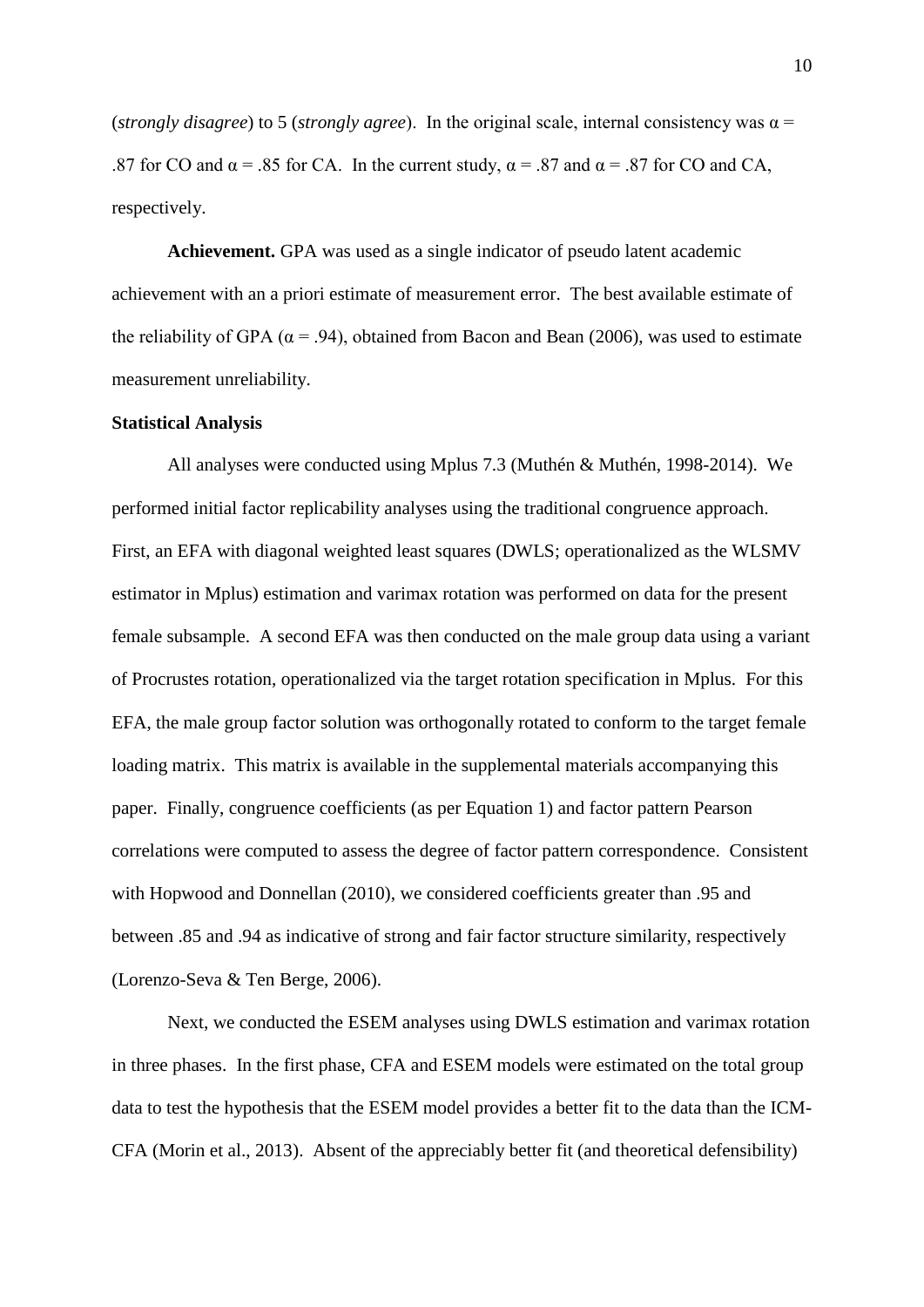(*strongly disagree*) to 5 (*strongly agree*). In the original scale, internal consistency was $\alpha$ = .87 for CO and $\alpha$ = .85 for CA. In the current study, $\alpha$ = .87 and $\alpha$ = .87 for CO and CA, respectively.

**Achievement.** GPA was used as a single indicator of pseudo latent academic achievement with an a priori estimate of measurement error. The best available estimate of the reliability of GPA ($\alpha$ = .94), obtained from Bacon and Bean (2006), was used to estimate measurement unreliability.

**Statistical Analysis**

All analyses were conducted using Mplus 7.3 (Muthén & Muthén, 1998-2014). We performed initial factor replicability analyses using the traditional congruence approach. First, an EFA with diagonal weighted least squares (DWLS; operationalized as the WLSMV estimator in Mplus) estimation and varimax rotation was performed on data for the present female subsample. A second EFA was then conducted on the male group data using a variant of Procrustes rotation, operationalized via the target rotation specification in Mplus. For this EFA, the male group factor solution was orthogonally rotated to conform to the target female loading matrix. This matrix is available in the supplemental materials accompanying this paper. Finally, congruence coefficients (as per Equation 1) and factor pattern Pearson correlations were computed to assess the degree of factor pattern correspondence. Consistent with Hopwood and Donnellan (2010), we considered coefficients greater than .95 and between .85 and .94 as indicative of strong and fair factor structure similarity, respectively (Lorenzo-Seva & Ten Berge, 2006).

Next, we conducted the ESEM analyses using DWLS estimation and varimax rotation in three phases. In the first phase, CFA and ESEM models were estimated on the total group data to test the hypothesis that the ESEM model provides a better fit to the data than the ICM-CFA (Morin et al., 2013). Absent of the appreciably better fit (and theoretical defensibility)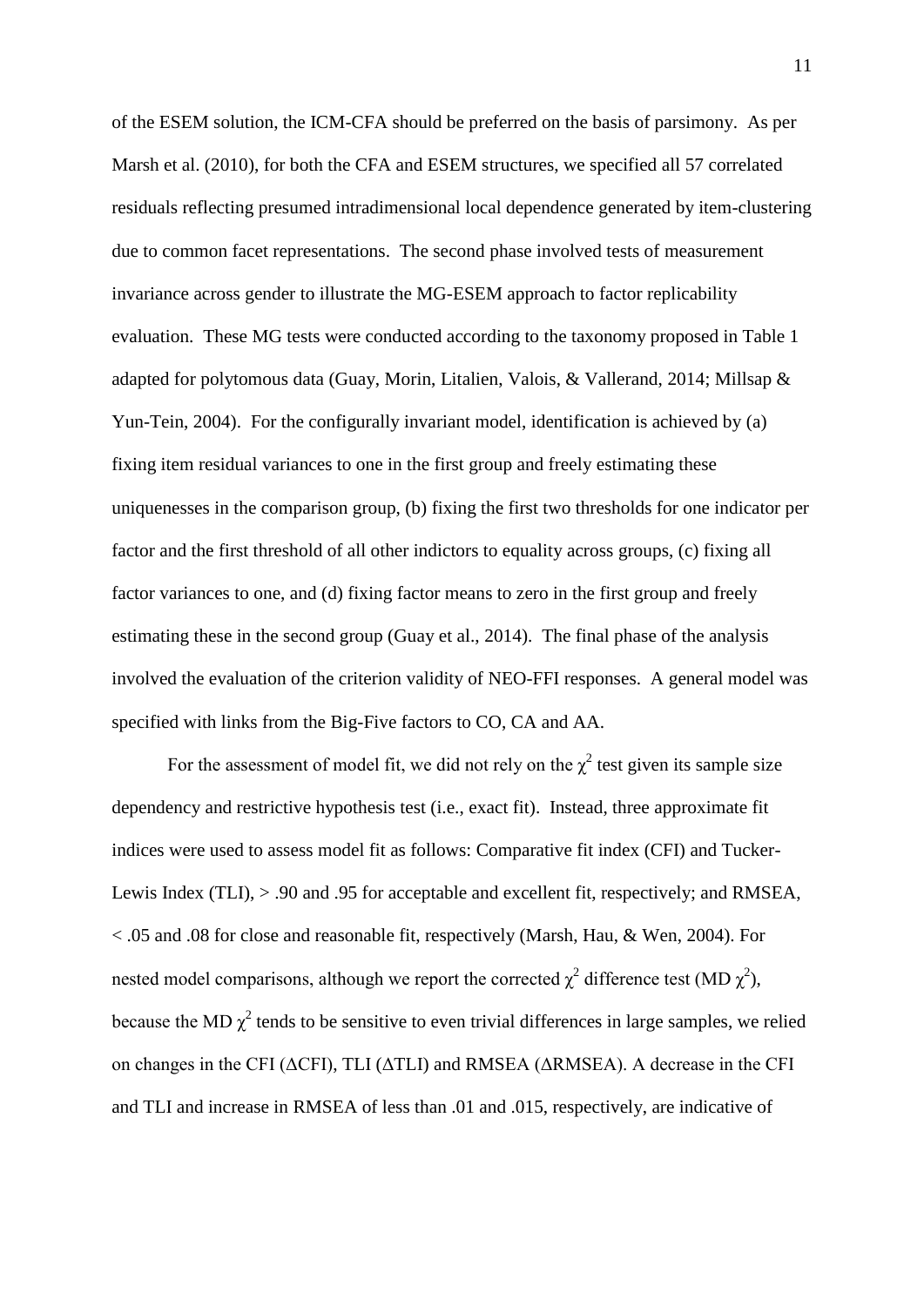of the ESEM solution, the ICM-CFA should be preferred on the basis of parsimony. As per Marsh et al. (2010), for both the CFA and ESEM structures, we specified all 57 correlated residuals reflecting presumed intradimensional local dependence generated by item-clustering due to common facet representations. The second phase involved tests of measurement invariance across gender to illustrate the MG-ESEM approach to factor replicability evaluation. These MG tests were conducted according to the taxonomy proposed in Table 1 adapted for polytomous data (Guay, Morin, Litalien, Valois, & Vallerand, 2014; Millsap & Yun-Tein, 2004). For the configurally invariant model, identification is achieved by (a) fixing item residual variances to one in the first group and freely estimating these uniquenesses in the comparison group, (b) fixing the first two thresholds for one indicator per factor and the first threshold of all other indictors to equality across groups, (c) fixing all factor variances to one, and (d) fixing factor means to zero in the first group and freely estimating these in the second group (Guay et al., 2014). The final phase of the analysis involved the evaluation of the criterion validity of NEO-FFI responses. A general model was specified with links from the Big-Five factors to CO, CA and AA.

For the assessment of model fit, we did not rely on the $\chi^2$ test given its sample size dependency and restrictive hypothesis test (i.e., exact fit). Instead, three approximate fit indices were used to assess model fit as follows: Comparative fit index (CFI) and Tucker-Lewis Index (TLI), > .90 and .95 for acceptable and excellent fit, respectively; and RMSEA, < .05 and .08 for close and reasonable fit, respectively (Marsh, Hau, & Wen, 2004). For nested model comparisons, although we report the corrected $\chi^2$ difference test (MD $\chi^2$), because the MD $\chi^2$ tends to be sensitive to even trivial differences in large samples, we relied on changes in the CFI ($\Delta$CFI), TLI ($\Delta$TLI) and RMSEA ($\Delta$RMSEA). A decrease in the CFI and TLI and increase in RMSEA of less than .01 and .015, respectively, are indicative of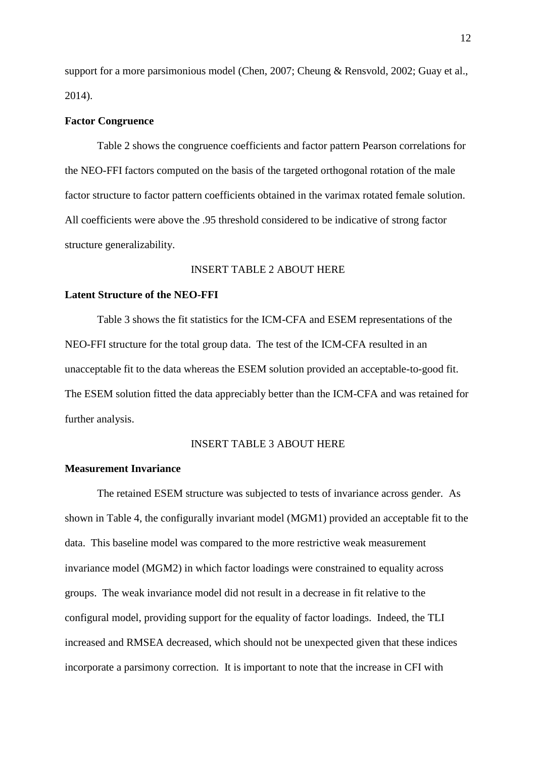support for a more parsimonious model (Chen, 2007; Cheung & Rensvold, 2002; Guay et al., 2014).

**Factor Congruence**

Table 2 shows the congruence coefficients and factor pattern Pearson correlations for the NEO-FFI factors computed on the basis of the targeted orthogonal rotation of the male factor structure to factor pattern coefficients obtained in the varimax rotated female solution. All coefficients were above the .95 threshold considered to be indicative of strong factor structure generalizability.

INSERT TABLE 2 ABOUT HERE

**Latent Structure of the NEO-FFI**

Table 3 shows the fit statistics for the ICM-CFA and ESEM representations of the NEO-FFI structure for the total group data. The test of the ICM-CFA resulted in an unacceptable fit to the data whereas the ESEM solution provided an acceptable-to-good fit. The ESEM solution fitted the data appreciably better than the ICM-CFA and was retained for further analysis.

INSERT TABLE 3 ABOUT HERE

**Measurement Invariance**

The retained ESEM structure was subjected to tests of invariance across gender. As shown in Table 4, the configurally invariant model (MGM1) provided an acceptable fit to the data. This baseline model was compared to the more restrictive weak measurement invariance model (MGM2) in which factor loadings were constrained to equality across groups. The weak invariance model did not result in a decrease in fit relative to the configural model, providing support for the equality of factor loadings. Indeed, the TLI increased and RMSEA decreased, which should not be unexpected given that these indices incorporate a parsimony correction. It is important to note that the increase in CFI with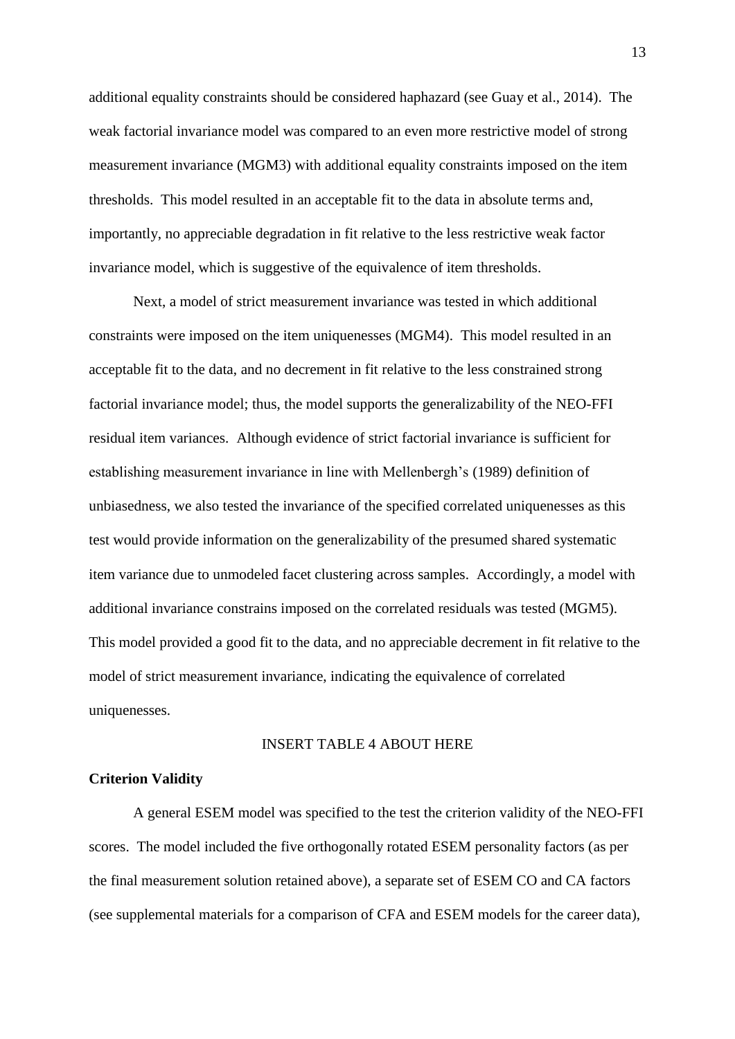additional equality constraints should be considered haphazard (see Guay et al., 2014). The weak factorial invariance model was compared to an even more restrictive model of strong measurement invariance (MGM3) with additional equality constraints imposed on the item thresholds. This model resulted in an acceptable fit to the data in absolute terms and, importantly, no appreciable degradation in fit relative to the less restrictive weak factor invariance model, which is suggestive of the equivalence of item thresholds.

Next, a model of strict measurement invariance was tested in which additional constraints were imposed on the item uniquenesses (MGM4). This model resulted in an acceptable fit to the data, and no decrement in fit relative to the less constrained strong factorial invariance model; thus, the model supports the generalizability of the NEO-FFI residual item variances. Although evidence of strict factorial invariance is sufficient for establishing measurement invariance in line with Mellenbergh's (1989) definition of unbiasedness, we also tested the invariance of the specified correlated uniquenesses as this test would provide information on the generalizability of the presumed shared systematic item variance due to unmodeled facet clustering across samples. Accordingly, a model with additional invariance constrains imposed on the correlated residuals was tested (MGM5). This model provided a good fit to the data, and no appreciable decrement in fit relative to the model of strict measurement invariance, indicating the equivalence of correlated uniquenesses.

INSERT TABLE 4 ABOUT HERE

**Criterion Validity**

A general ESEM model was specified to the test the criterion validity of the NEO-FFI scores. The model included the five orthogonally rotated ESEM personality factors (as per the final measurement solution retained above), a separate set of ESEM CO and CA factors (see supplemental materials for a comparison of CFA and ESEM models for the career data),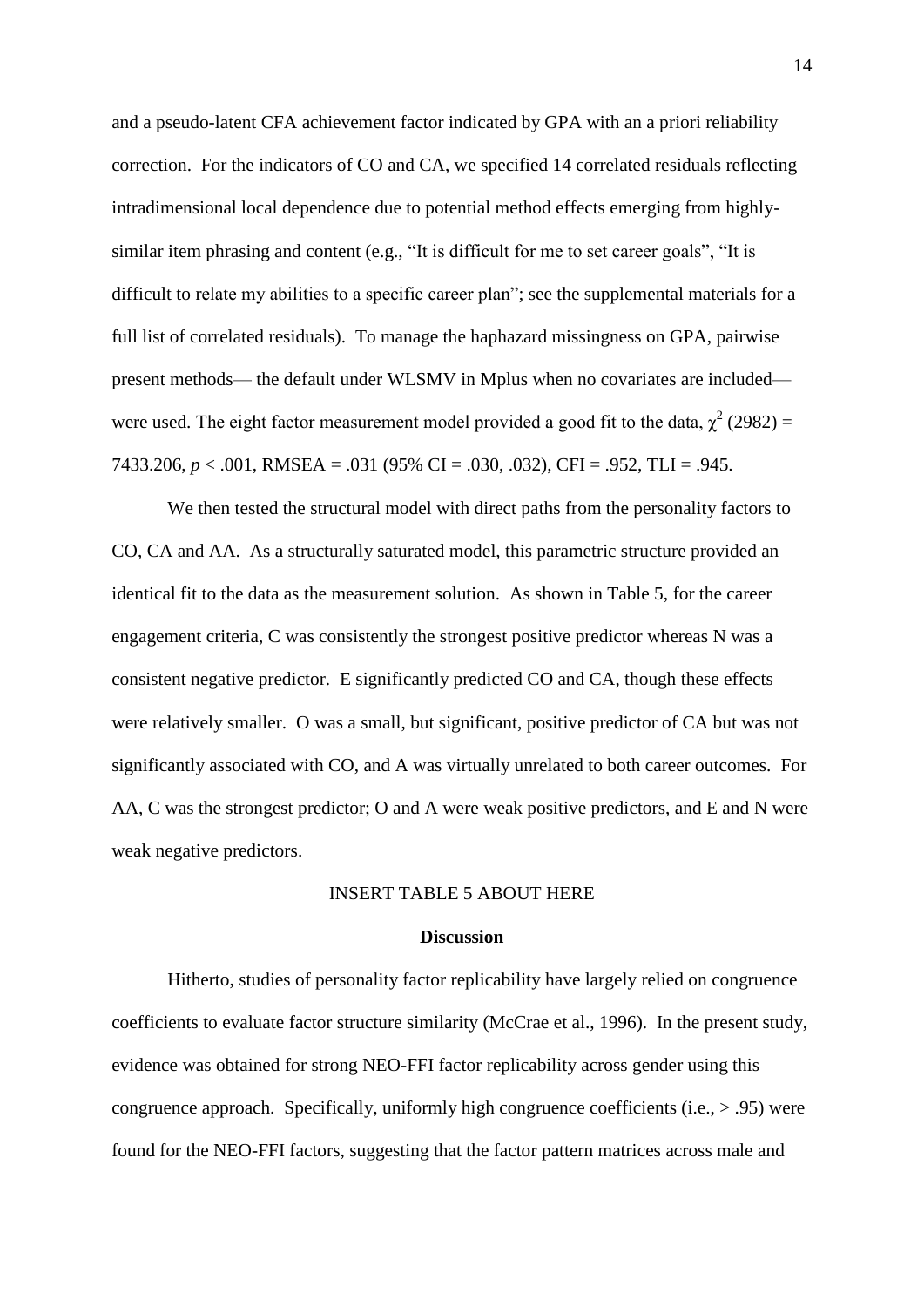and a pseudo-latent CFA achievement factor indicated by GPA with an a priori reliability correction. For the indicators of CO and CA, we specified 14 correlated residuals reflecting intradimensional local dependence due to potential method effects emerging from highly-similar item phrasing and content (e.g., "It is difficult for me to set career goals", "It is difficult to relate my abilities to a specific career plan"; see the supplemental materials for a full list of correlated residuals). To manage the haphazard missingness on GPA, pairwise present methods— the default under WLSMV in Mplus when no covariates are included— were used. The eight factor measurement model provided a good fit to the data, $\chi^2$ (2982) = 7433.206, $p < .001$, RMSEA = .031 (95% CI = .030, .032), CFI = .952, TLI = .945.

We then tested the structural model with direct paths from the personality factors to CO, CA and AA. As a structurally saturated model, this parametric structure provided an identical fit to the data as the measurement solution. As shown in Table 5, for the career engagement criteria, C was consistently the strongest positive predictor whereas N was a consistent negative predictor. E significantly predicted CO and CA, though these effects were relatively smaller. O was a small, but significant, positive predictor of CA but was not significantly associated with CO, and A was virtually unrelated to both career outcomes. For AA, C was the strongest predictor; O and A were weak positive predictors, and E and N were weak negative predictors.

INSERT TABLE 5 ABOUT HERE

## Discussion

Hitherto, studies of personality factor replicability have largely relied on congruence coefficients to evaluate factor structure similarity (McCrae et al., 1996). In the present study, evidence was obtained for strong NEO-FFI factor replicability across gender using this congruence approach. Specifically, uniformly high congruence coefficients (i.e., > .95) were found for the NEO-FFI factors, suggesting that the factor pattern matrices across male and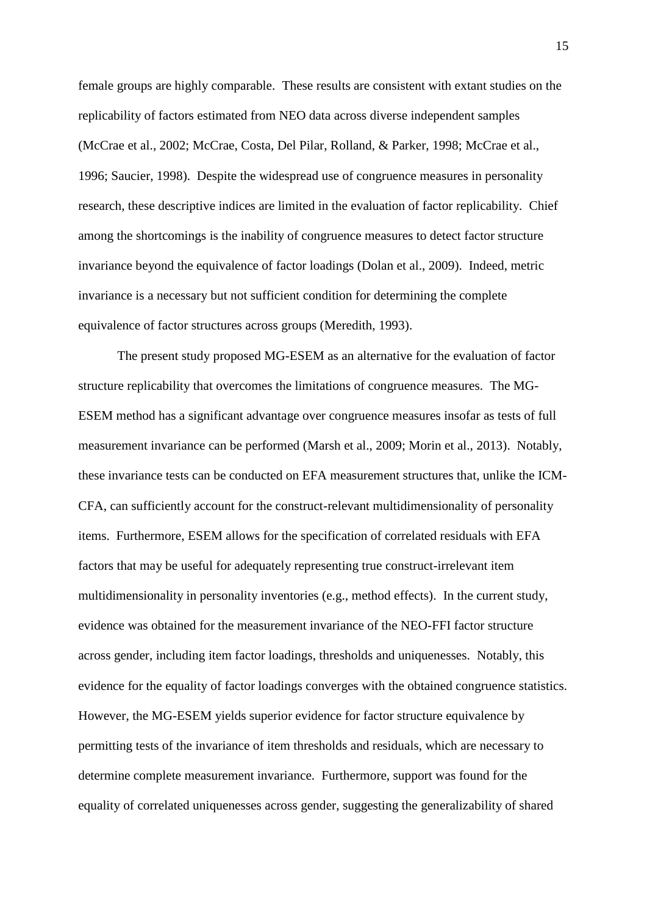female groups are highly comparable. These results are consistent with extant studies on the replicability of factors estimated from NEO data across diverse independent samples (McCrae et al., 2002; McCrae, Costa, Del Pilar, Rolland, & Parker, 1998; McCrae et al., 1996; Saucier, 1998). Despite the widespread use of congruence measures in personality research, these descriptive indices are limited in the evaluation of factor replicability. Chief among the shortcomings is the inability of congruence measures to detect factor structure invariance beyond the equivalence of factor loadings (Dolan et al., 2009). Indeed, metric invariance is a necessary but not sufficient condition for determining the complete equivalence of factor structures across groups (Meredith, 1993).

The present study proposed MG-ESEM as an alternative for the evaluation of factor structure replicability that overcomes the limitations of congruence measures. The MG-ESEM method has a significant advantage over congruence measures insofar as tests of full measurement invariance can be performed (Marsh et al., 2009; Morin et al., 2013). Notably, these invariance tests can be conducted on EFA measurement structures that, unlike the ICM-CFA, can sufficiently account for the construct-relevant multidimensionality of personality items. Furthermore, ESEM allows for the specification of correlated residuals with EFA factors that may be useful for adequately representing true construct-irrelevant item multidimensionality in personality inventories (e.g., method effects). In the current study, evidence was obtained for the measurement invariance of the NEO-FFI factor structure across gender, including item factor loadings, thresholds and uniquenesses. Notably, this evidence for the equality of factor loadings converges with the obtained congruence statistics. However, the MG-ESEM yields superior evidence for factor structure equivalence by permitting tests of the invariance of item thresholds and residuals, which are necessary to determine complete measurement invariance. Furthermore, support was found for the equality of correlated uniquenesses across gender, suggesting the generalizability of shared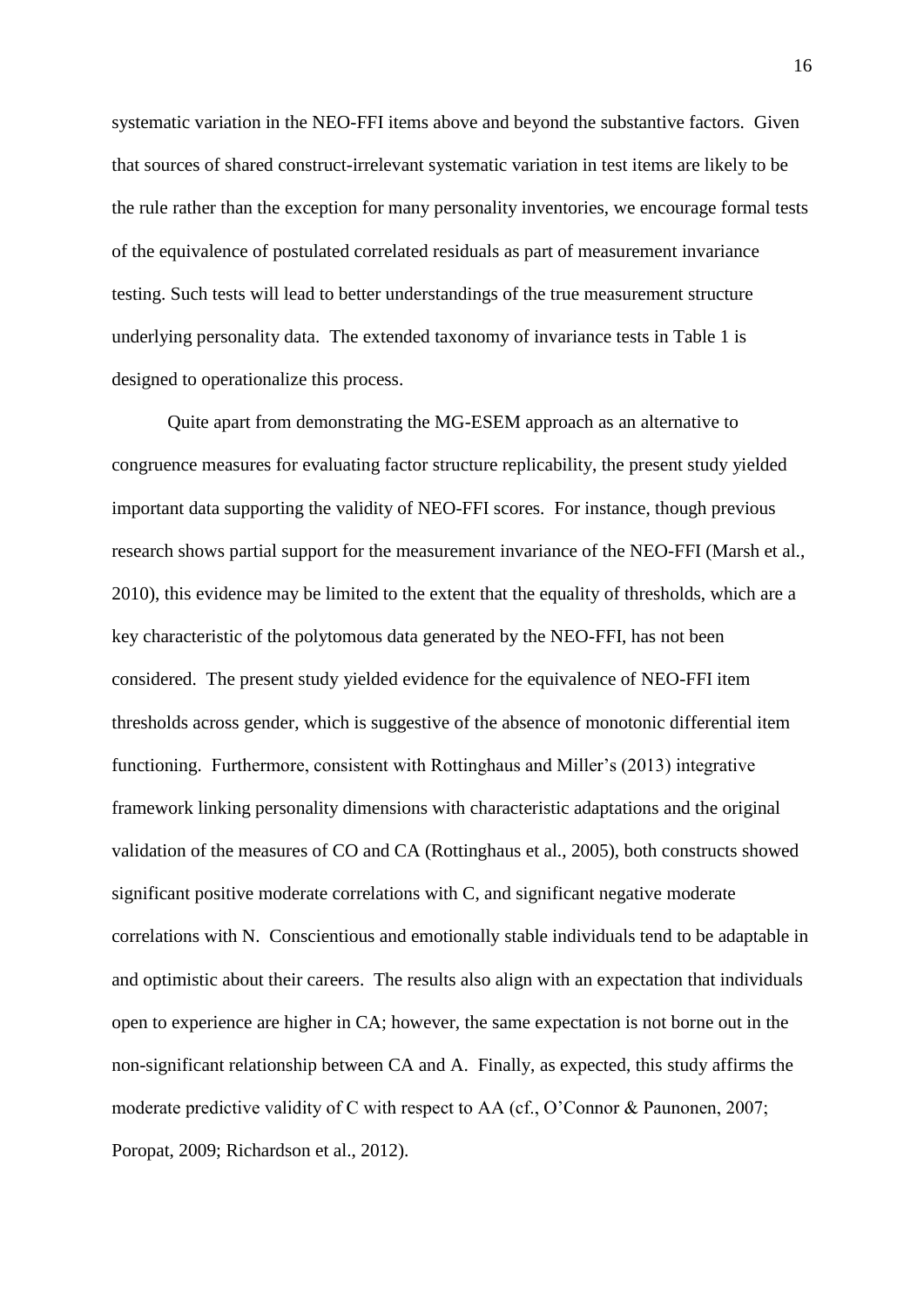systematic variation in the NEO-FFI items above and beyond the substantive factors. Given that sources of shared construct-irrelevant systematic variation in test items are likely to be the rule rather than the exception for many personality inventories, we encourage formal tests of the equivalence of postulated correlated residuals as part of measurement invariance testing. Such tests will lead to better understandings of the true measurement structure underlying personality data. The extended taxonomy of invariance tests in Table 1 is designed to operationalize this process.

Quite apart from demonstrating the MG-ESEM approach as an alternative to congruence measures for evaluating factor structure replicability, the present study yielded important data supporting the validity of NEO-FFI scores. For instance, though previous research shows partial support for the measurement invariance of the NEO-FFI (Marsh et al., 2010), this evidence may be limited to the extent that the equality of thresholds, which are a key characteristic of the polytomous data generated by the NEO-FFI, has not been considered. The present study yielded evidence for the equivalence of NEO-FFI item thresholds across gender, which is suggestive of the absence of monotonic differential item functioning. Furthermore, consistent with Rottinghaus and Miller's (2013) integrative framework linking personality dimensions with characteristic adaptations and the original validation of the measures of CO and CA (Rottinghaus et al., 2005), both constructs showed significant positive moderate correlations with C, and significant negative moderate correlations with N. Conscientious and emotionally stable individuals tend to be adaptable in and optimistic about their careers. The results also align with an expectation that individuals open to experience are higher in CA; however, the same expectation is not borne out in the non-significant relationship between CA and A. Finally, as expected, this study affirms the moderate predictive validity of C with respect to AA (cf., O'Connor & Paunonen, 2007; Poropat, 2009; Richardson et al., 2012).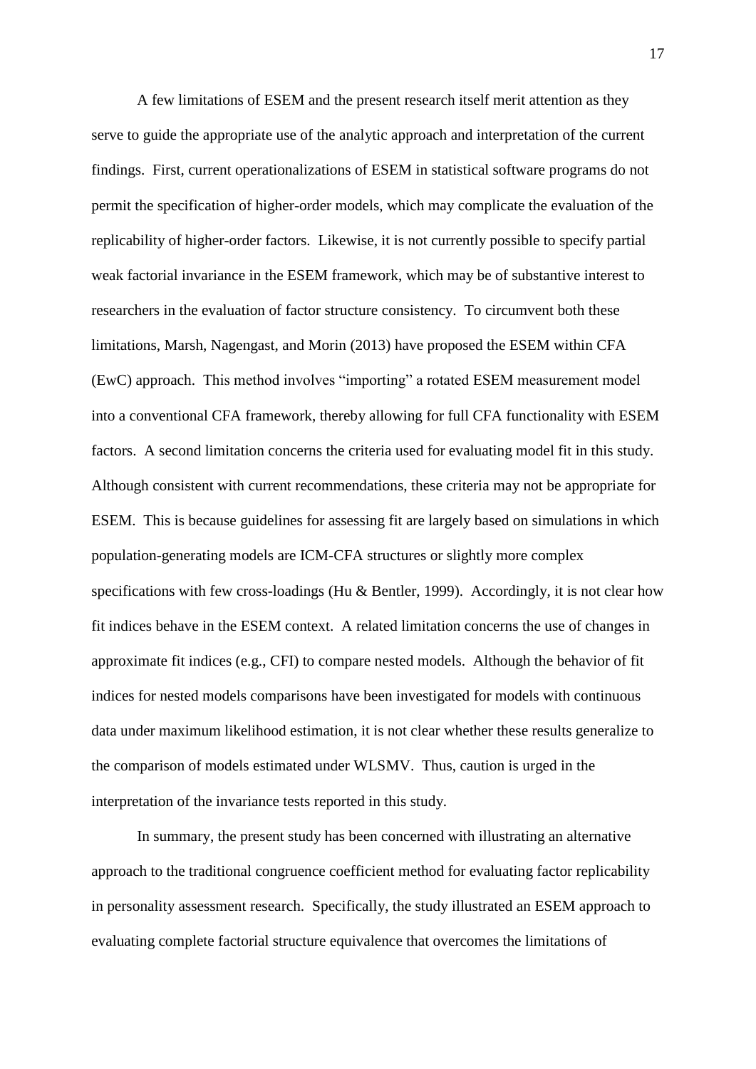A few limitations of ESEM and the present research itself merit attention as they serve to guide the appropriate use of the analytic approach and interpretation of the current findings. First, current operationalizations of ESEM in statistical software programs do not permit the specification of higher-order models, which may complicate the evaluation of the replicability of higher-order factors. Likewise, it is not currently possible to specify partial weak factorial invariance in the ESEM framework, which may be of substantive interest to researchers in the evaluation of factor structure consistency. To circumvent both these limitations, Marsh, Nagengast, and Morin (2013) have proposed the ESEM within CFA (EwC) approach. This method involves "importing" a rotated ESEM measurement model into a conventional CFA framework, thereby allowing for full CFA functionality with ESEM factors. A second limitation concerns the criteria used for evaluating model fit in this study. Although consistent with current recommendations, these criteria may not be appropriate for ESEM. This is because guidelines for assessing fit are largely based on simulations in which population-generating models are ICM-CFA structures or slightly more complex specifications with few cross-loadings (Hu & Bentler, 1999). Accordingly, it is not clear how fit indices behave in the ESEM context. A related limitation concerns the use of changes in approximate fit indices (e.g., CFI) to compare nested models. Although the behavior of fit indices for nested models comparisons have been investigated for models with continuous data under maximum likelihood estimation, it is not clear whether these results generalize to the comparison of models estimated under WLSMV. Thus, caution is urged in the interpretation of the invariance tests reported in this study.

In summary, the present study has been concerned with illustrating an alternative approach to the traditional congruence coefficient method for evaluating factor replicability in personality assessment research. Specifically, the study illustrated an ESEM approach to evaluating complete factorial structure equivalence that overcomes the limitations of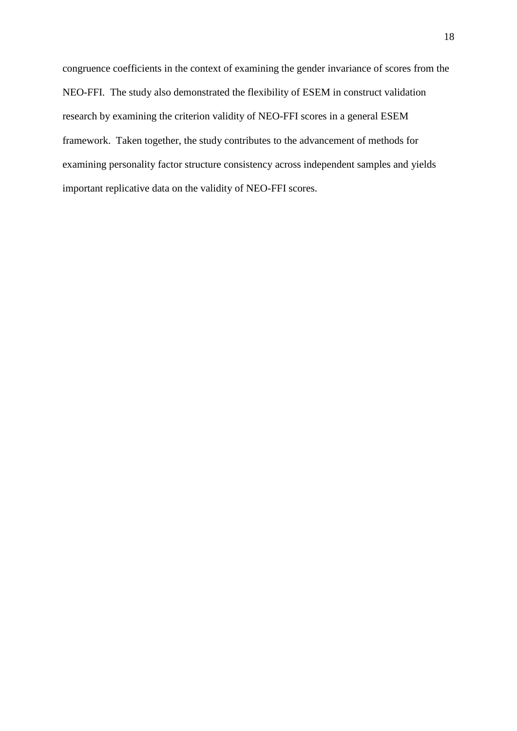congruence coefficients in the context of examining the gender invariance of scores from the NEO-FFI. The study also demonstrated the flexibility of ESEM in construct validation research by examining the criterion validity of NEO-FFI scores in a general ESEM framework. Taken together, the study contributes to the advancement of methods for examining personality factor structure consistency across independent samples and yields important replicative data on the validity of NEO-FFI scores.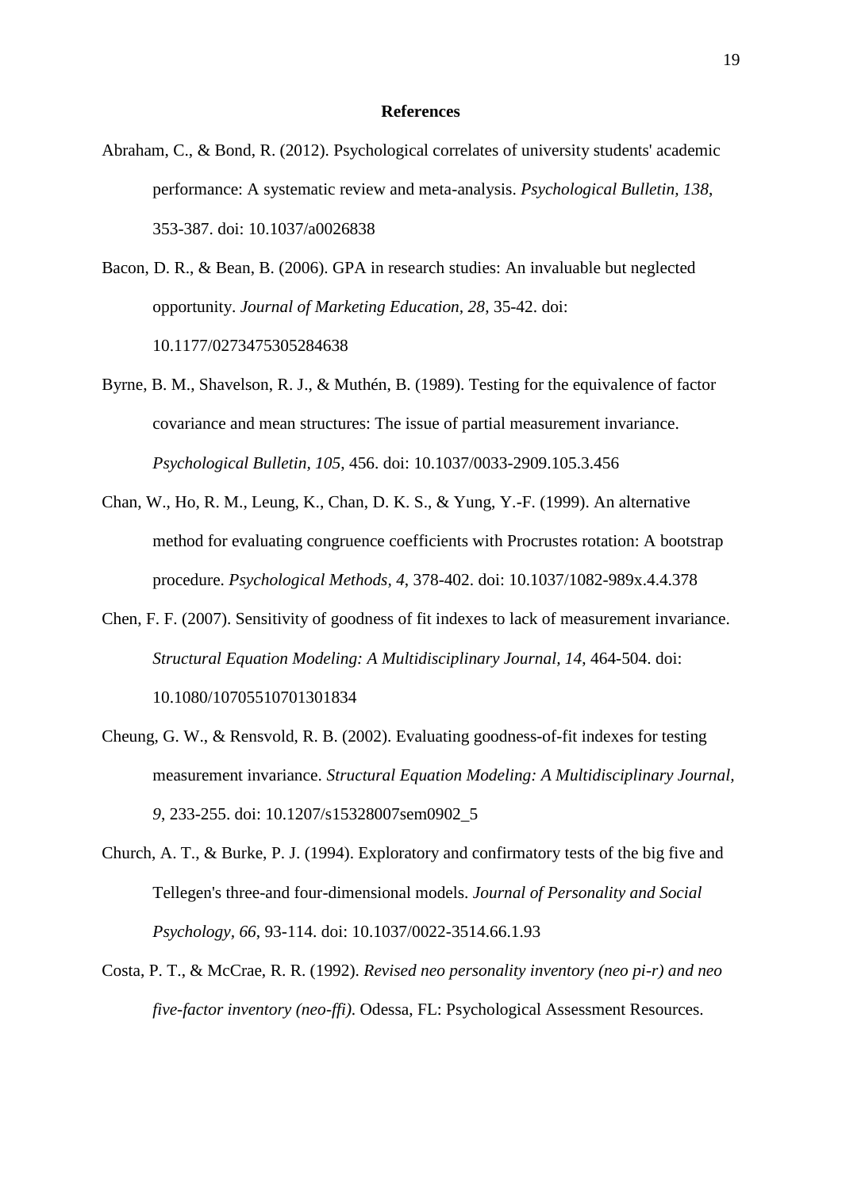**References**

Abraham, C., & Bond, R. (2012). Psychological correlates of university students' academic performance: A systematic review and meta-analysis. *Psychological Bulletin*, *138*, 353-387. doi: 10.1037/a0026838

Bacon, D. R., & Bean, B. (2006). GPA in research studies: An invaluable but neglected opportunity. *Journal of Marketing Education, 28*, 35-42. doi: 10.1177/0273475305284638

Byrne, B. M., Shavelson, R. J., & Muthén, B. (1989). Testing for the equivalence of factor covariance and mean structures: The issue of partial measurement invariance. *Psychological Bulletin*, *105*, 456. doi: 10.1037/0033-2909.105.3.456

Chan, W., Ho, R. M., Leung, K., Chan, D. K. S., & Yung, Y.-F. (1999). An alternative method for evaluating congruence coefficients with Procrustes rotation: A bootstrap procedure. *Psychological Methods*, *4*, 378-402. doi: 10.1037/1082-989x.4.4.378

Chen, F. F. (2007). Sensitivity of goodness of fit indexes to lack of measurement invariance. *Structural Equation Modeling: A Multidisciplinary Journal, 14*, 464-504. doi: 10.1080/10705510701301834

Cheung, G. W., & Rensvold, R. B. (2002). Evaluating goodness-of-fit indexes for testing measurement invariance. *Structural Equation Modeling: A Multidisciplinary Journal*, *9*, 233-255. doi: 10.1207/s15328007sem0902_5

Church, A. T., & Burke, P. J. (1994). Exploratory and confirmatory tests of the big five and Tellegen's three-and four-dimensional models. *Journal of Personality and Social Psychology*, *66*, 93-114. doi: 10.1037/0022-3514.66.1.93

Costa, P. T., & McCrae, R. R. (1992). *Revised neo personality inventory (neo pi-r) and neo five-factor inventory (neo-ffi)*. Odessa, FL: Psychological Assessment Resources.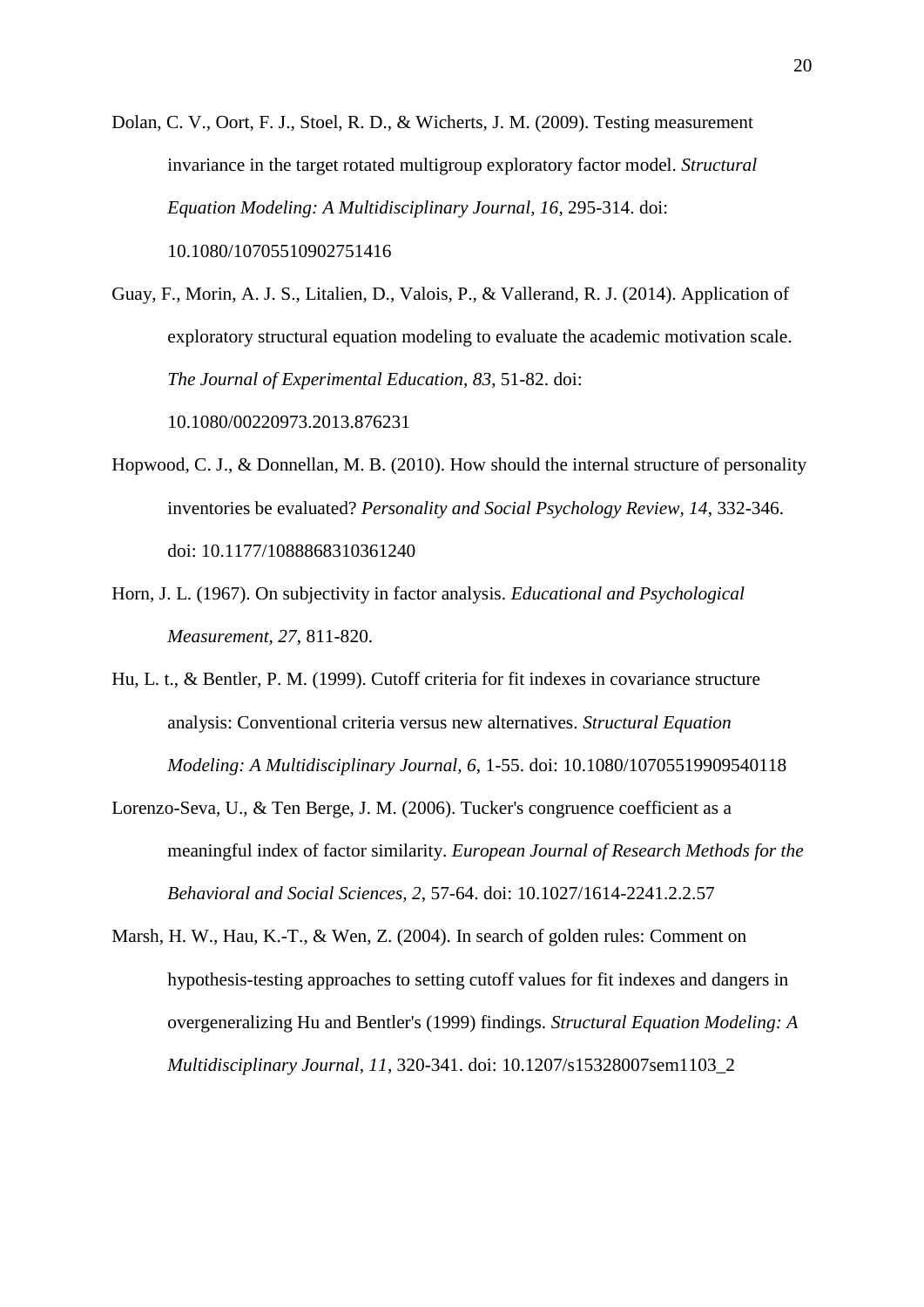Dolan, C. V., Oort, F. J., Stoel, R. D., & Wicherts, J. M. (2009). Testing measurement invariance in the target rotated multigroup exploratory factor model. *Structural Equation Modeling: A Multidisciplinary Journal*, *16*, 295-314. doi: 10.1080/10705510902751416

Guay, F., Morin, A. J. S., Litalien, D., Valois, P., & Vallerand, R. J. (2014). Application of exploratory structural equation modeling to evaluate the academic motivation scale. *The Journal of Experimental Education*, *83*, 51-82. doi: 10.1080/00220973.2013.876231

Hopwood, C. J., & Donnellan, M. B. (2010). How should the internal structure of personality inventories be evaluated? *Personality and Social Psychology Review, 14*, 332-346. doi: 10.1177/1088868310361240

Horn, J. L. (1967). On subjectivity in factor analysis. *Educational and Psychological Measurement, 27*, 811-820.

Hu, L. t., & Bentler, P. M. (1999). Cutoff criteria for fit indexes in covariance structure analysis: Conventional criteria versus new alternatives. *Structural Equation Modeling: A Multidisciplinary Journal, 6*, 1-55. doi: 10.1080/10705519909540118

Lorenzo-Seva, U., & Ten Berge, J. M. (2006). Tucker's congruence coefficient as a meaningful index of factor similarity. *European Journal of Research Methods for the Behavioral and Social Sciences, 2*, 57-64. doi: 10.1027/1614-2241.2.2.57

Marsh, H. W., Hau, K.-T., & Wen, Z. (2004). In search of golden rules: Comment on hypothesis-testing approaches to setting cutoff values for fit indexes and dangers in overgeneralizing Hu and Bentler's (1999) findings. *Structural Equation Modeling: A Multidisciplinary Journal, 11*, 320-341. doi: 10.1207/s15328007sem1103_2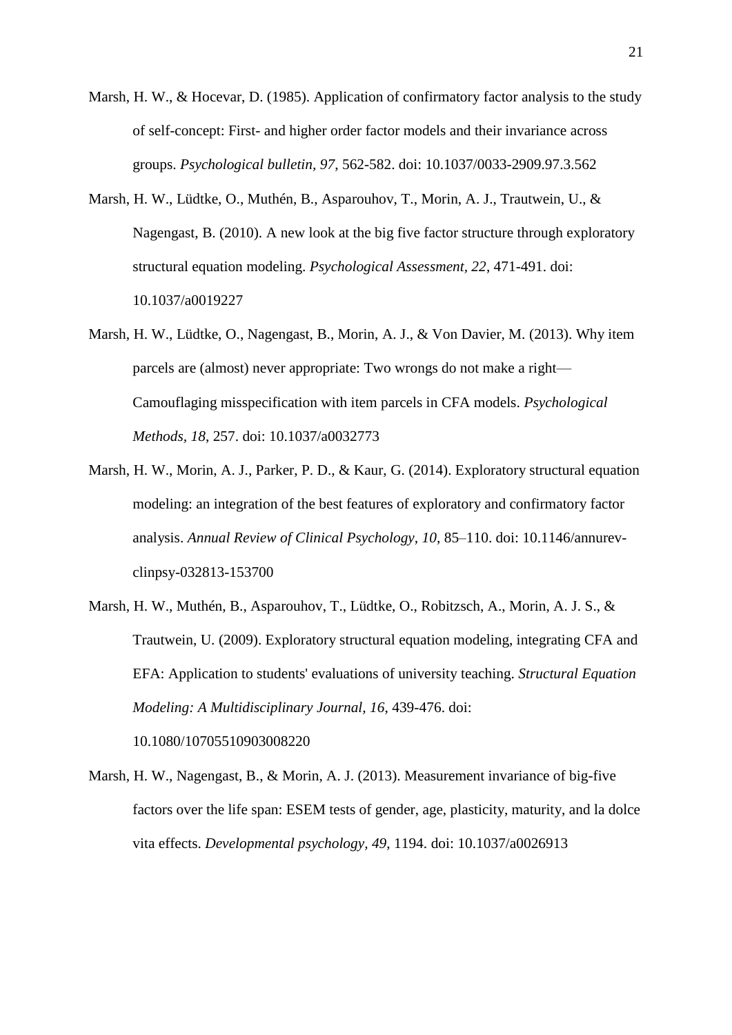Marsh, H. W., & Hocevar, D. (1985). Application of confirmatory factor analysis to the study of self-concept: First- and higher order factor models and their invariance across groups. *Psychological bulletin*, *97*, 562-582. doi: 10.1037/0033-2909.97.3.562

Marsh, H. W., Lüdtke, O., Muthén, B., Asparouhov, T., Morin, A. J., Trautwein, U., & Nagengast, B. (2010). A new look at the big five factor structure through exploratory structural equation modeling. *Psychological Assessment, 22*, 471-491. doi: 10.1037/a0019227

Marsh, H. W., Lüdtke, O., Nagengast, B., Morin, A. J., & Von Davier, M. (2013). Why item parcels are (almost) never appropriate: Two wrongs do not make a right—Camouflaging misspecification with item parcels in CFA models. *Psychological Methods*, *18*, 257. doi: 10.1037/a0032773

Marsh, H. W., Morin, A. J., Parker, P. D., & Kaur, G. (2014). Exploratory structural equation modeling: an integration of the best features of exploratory and confirmatory factor analysis. *Annual Review of Clinical Psychology*, *10*, 85–110. doi: 10.1146/annurev-clinpsy-032813-153700

Marsh, H. W., Muthén, B., Asparouhov, T., Lüdtke, O., Robitzsch, A., Morin, A. J. S., & Trautwein, U. (2009). Exploratory structural equation modeling, integrating CFA and EFA: Application to students' evaluations of university teaching. *Structural Equation Modeling: A Multidisciplinary Journal*, *16*, 439-476. doi: 10.1080/10705510903008220

Marsh, H. W., Nagengast, B., & Morin, A. J. (2013). Measurement invariance of big-five factors over the life span: ESEM tests of gender, age, plasticity, maturity, and la dolce vita effects. *Developmental psychology*, *49*, 1194. doi: 10.1037/a0026913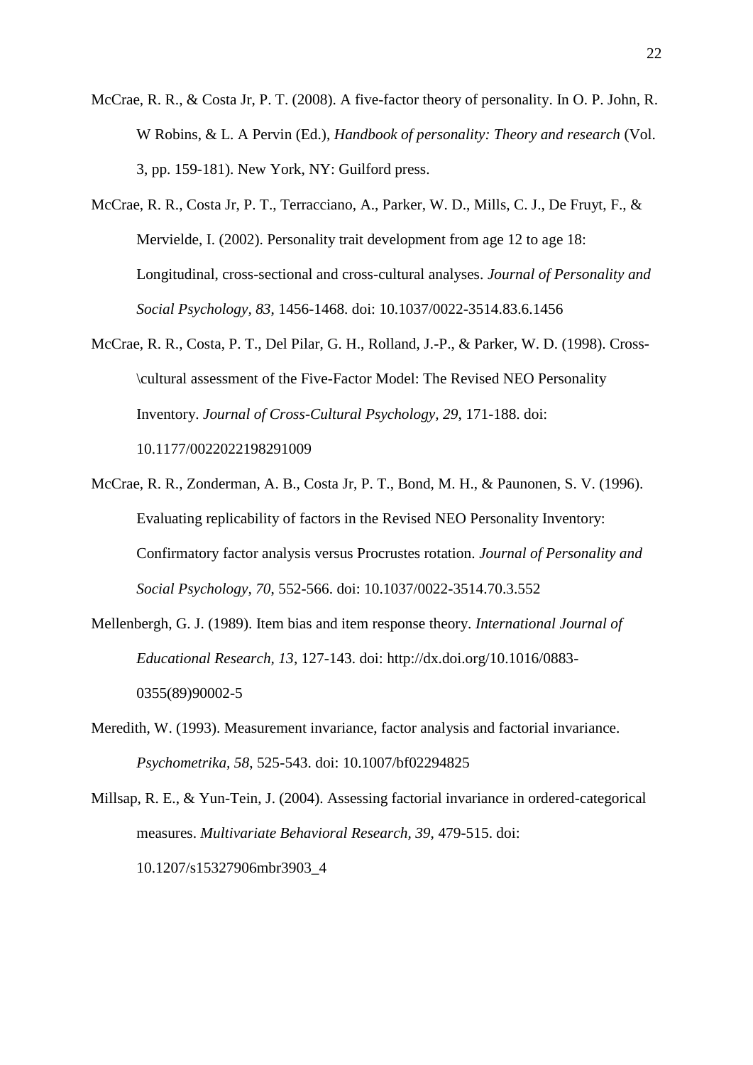McCrae, R. R., & Costa Jr, P. T. (2008). A five-factor theory of personality. In O. P. John, R. W Robins, & L. A Pervin (Ed.), *Handbook of personality: Theory and research* (Vol. 3, pp. 159-181). New York, NY: Guilford press.

McCrae, R. R., Costa Jr, P. T., Terracciano, A., Parker, W. D., Mills, C. J., De Fruyt, F., & Mervielde, I. (2002). Personality trait development from age 12 to age 18: Longitudinal, cross-sectional and cross-cultural analyses. *Journal of Personality and Social Psychology, 83*, 1456-1468. doi: 10.1037/0022-3514.83.6.1456

McCrae, R. R., Costa, P. T., Del Pilar, G. H., Rolland, J.-P., & Parker, W. D. (1998). Cross-\cultural assessment of the Five-Factor Model: The Revised NEO Personality Inventory. *Journal of Cross-Cultural Psychology, 29*, 171-188. doi: 10.1177/0022022198291009

McCrae, R. R., Zonderman, A. B., Costa Jr, P. T., Bond, M. H., & Paunonen, S. V. (1996). Evaluating replicability of factors in the Revised NEO Personality Inventory: Confirmatory factor analysis versus Procrustes rotation. *Journal of Personality and Social Psychology, 70*, 552-566. doi: 10.1037/0022-3514.70.3.552

Mellenbergh, G. J. (1989). Item bias and item response theory. *International Journal of Educational Research, 13*, 127-143. doi: http://dx.doi.org/10.1016/0883-0355(89)90002-5

Meredith, W. (1993). Measurement invariance, factor analysis and factorial invariance. *Psychometrika, 58*, 525-543. doi: 10.1007/bf02294825

Millsap, R. E., & Yun-Tein, J. (2004). Assessing factorial invariance in ordered-categorical measures. *Multivariate Behavioral Research, 39*, 479-515. doi: 10.1207/s15327906mbr3903_4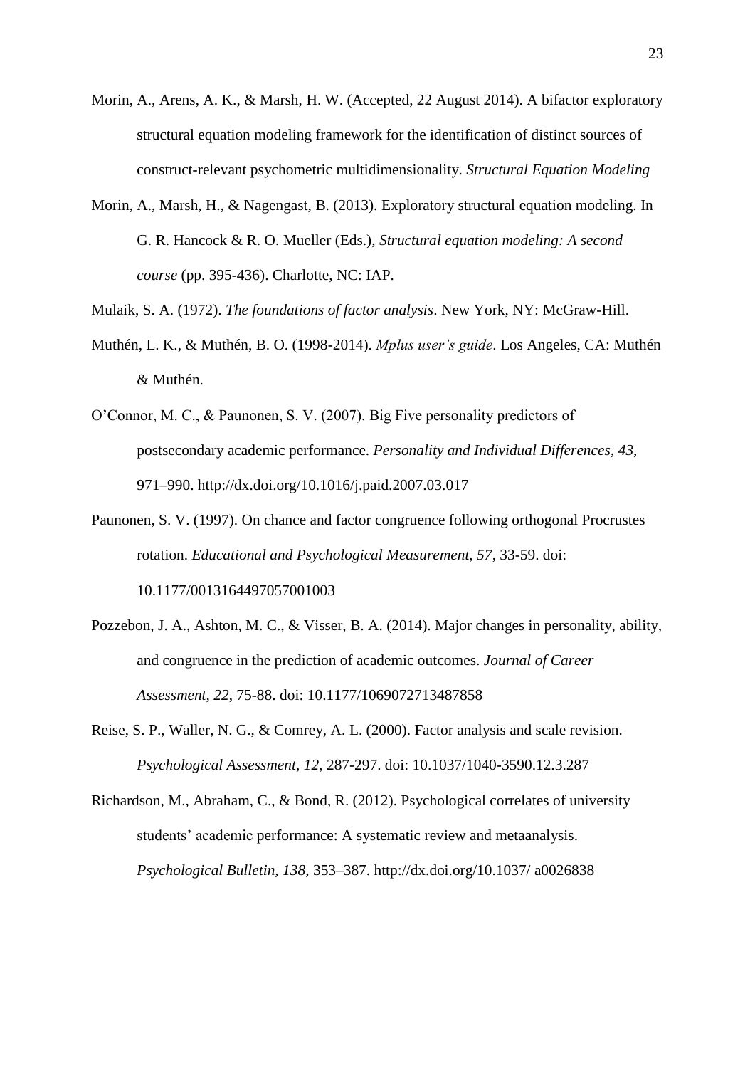Morin, A., Arens, A. K., & Marsh, H. W. (Accepted, 22 August 2014). A bifactor exploratory structural equation modeling framework for the identification of distinct sources of construct-relevant psychometric multidimensionality. *Structural Equation Modeling*

Morin, A., Marsh, H., & Nagengast, B. (2013). Exploratory structural equation modeling. In G. R. Hancock & R. O. Mueller (Eds.), *Structural equation modeling: A second course* (pp. 395-436). Charlotte, NC: IAP.

Mulaik, S. A. (1972). *The foundations of factor analysis*. New York, NY: McGraw-Hill.

Muthén, L. K., & Muthén, B. O. (1998-2014). *Mplus user's guide*. Los Angeles, CA: Muthén & Muthén.

O'Connor, M. C., & Paunonen, S. V. (2007). Big Five personality predictors of postsecondary academic performance. *Personality and Individual Differences*, *43*, 971–990. http://dx.doi.org/10.1016/j.paid.2007.03.017

Paunonen, S. V. (1997). On chance and factor congruence following orthogonal Procrustes rotation. *Educational and Psychological Measurement, 57*, 33-59. doi: 10.1177/0013164497057001003

Pozzebon, J. A., Ashton, M. C., & Visser, B. A. (2014). Major changes in personality, ability, and congruence in the prediction of academic outcomes. *Journal of Career Assessment, 22*, 75-88. doi: 10.1177/1069072713487858

Reise, S. P., Waller, N. G., & Comrey, A. L. (2000). Factor analysis and scale revision. *Psychological Assessment, 12*, 287-297. doi: 10.1037/1040-3590.12.3.287

Richardson, M., Abraham, C., & Bond, R. (2012). Psychological correlates of university students' academic performance: A systematic review and metaanalysis. *Psychological Bulletin*, *138*, 353–387. http://dx.doi.org/10.1037/ a0026838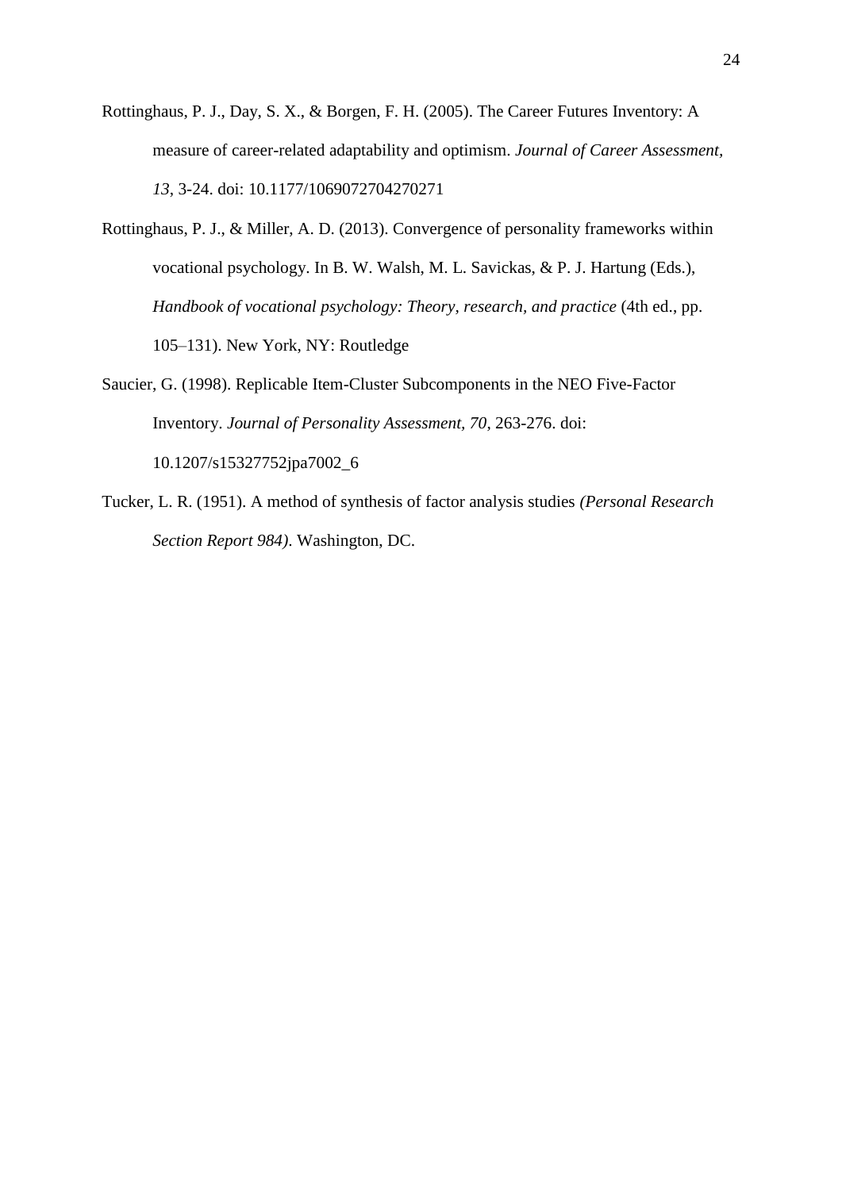Rottinghaus, P. J., Day, S. X., & Borgen, F. H. (2005). The Career Futures Inventory: A measure of career-related adaptability and optimism. *Journal of Career Assessment, 13*, 3-24. doi: 10.1177/1069072704270271

Rottinghaus, P. J., & Miller, A. D. (2013). Convergence of personality frameworks within vocational psychology. In B. W. Walsh, M. L. Savickas, & P. J. Hartung (Eds.), *Handbook of vocational psychology: Theory, research, and practice* (4th ed., pp. 105–131). New York, NY: Routledge

Saucier, G. (1998). Replicable Item-Cluster Subcomponents in the NEO Five-Factor Inventory. *Journal of Personality Assessment, 70*, 263-276. doi: 10.1207/s15327752jpa7002_6

Tucker, L. R. (1951). A method of synthesis of factor analysis studies *(Personal Research Section Report 984)*. Washington, DC.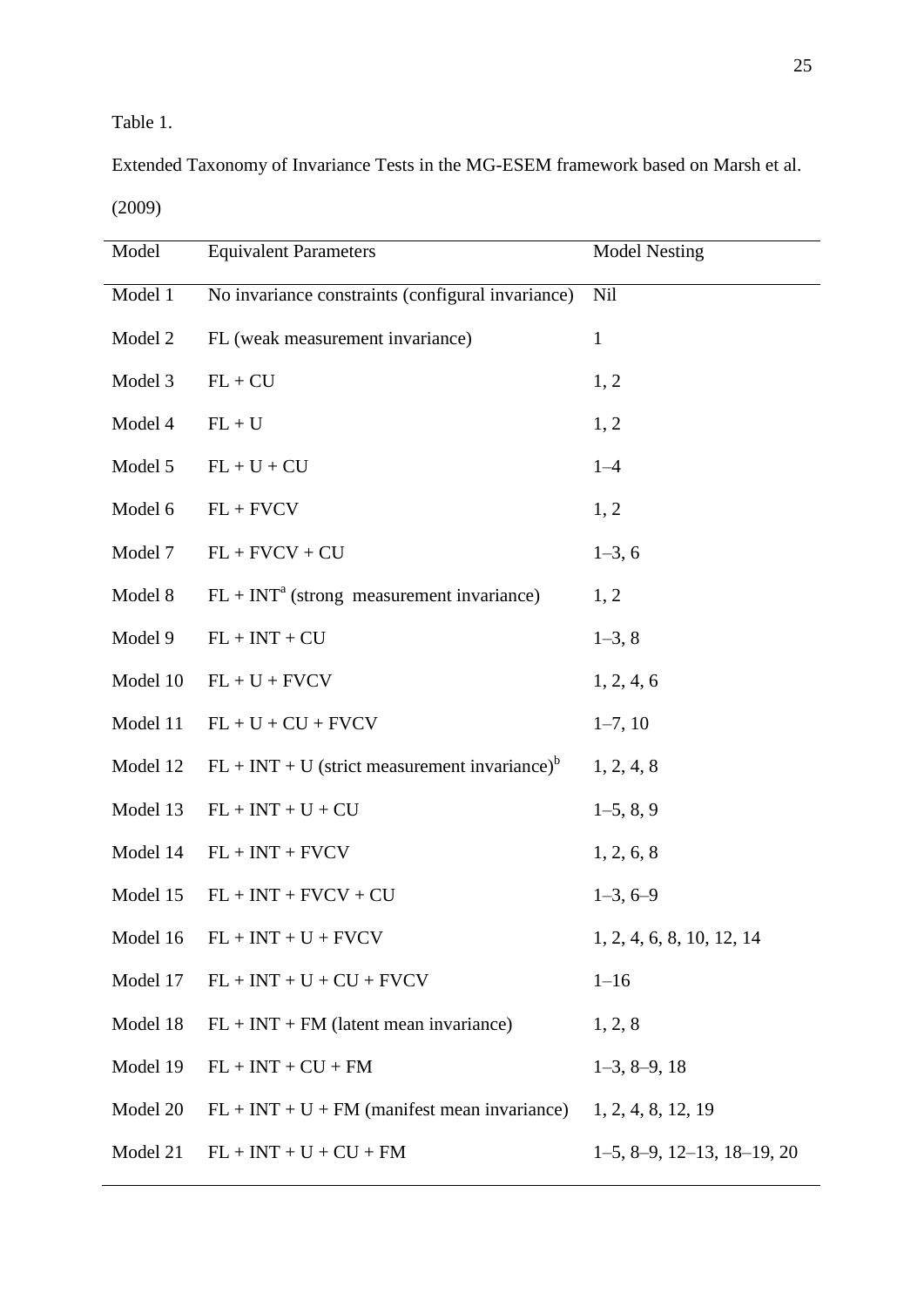Table 1.

Extended Taxonomy of Invariance Tests in the MG-ESEM framework based on Marsh et al. (2009)

| Model | Equivalent Parameters | Model Nesting |
|---|---|---|
| Model 1 | No invariance constraints (configural invariance) | Nil |
| Model 2 | FL (weak measurement invariance) | 1 |
| Model 3 | FL + CU | 1, 2 |
| Model 4 | FL + U | 1, 2 |
| Model 5 | FL + U + CU | 1–4 |
| Model 6 | FL + FVCV | 1, 2 |
| Model 7 | FL + FVCV + CU | 1–3, 6 |
| Model 8 | FL + INT[a] (strong measurement invariance) | 1, 2 |
| Model 9 | FL + INT + CU | 1–3, 8 |
| Model 10 | FL + U + FVCV | 1, 2, 4, 6 |
| Model 11 | FL + U + CU + FVCV | 1–7, 10 |
| Model 12 | FL + INT + U (strict measurement invariance)[b] | 1, 2, 4, 8 |
| Model 13 | FL + INT + U + CU | 1–5, 8, 9 |
| Model 14 | FL + INT + FVCV | 1, 2, 6, 8 |
| Model 15 | FL + INT + FVCV + CU | 1–3, 6–9 |
| Model 16 | FL + INT + U + FVCV | 1, 2, 4, 6, 8, 10, 12, 14 |
| Model 17 | FL + INT + U + CU + FVCV | 1–16 |
| Model 18 | FL + INT + FM (latent mean invariance) | 1, 2, 8 |
| Model 19 | FL + INT + CU + FM | 1–3, 8–9, 18 |
| Model 20 | FL + INT + U + FM (manifest mean invariance) | 1, 2, 4, 8, 12, 19 |
| Model 21 | FL + INT + U + CU + FM | 1–5, 8–9, 12–13, 18–19, 20 |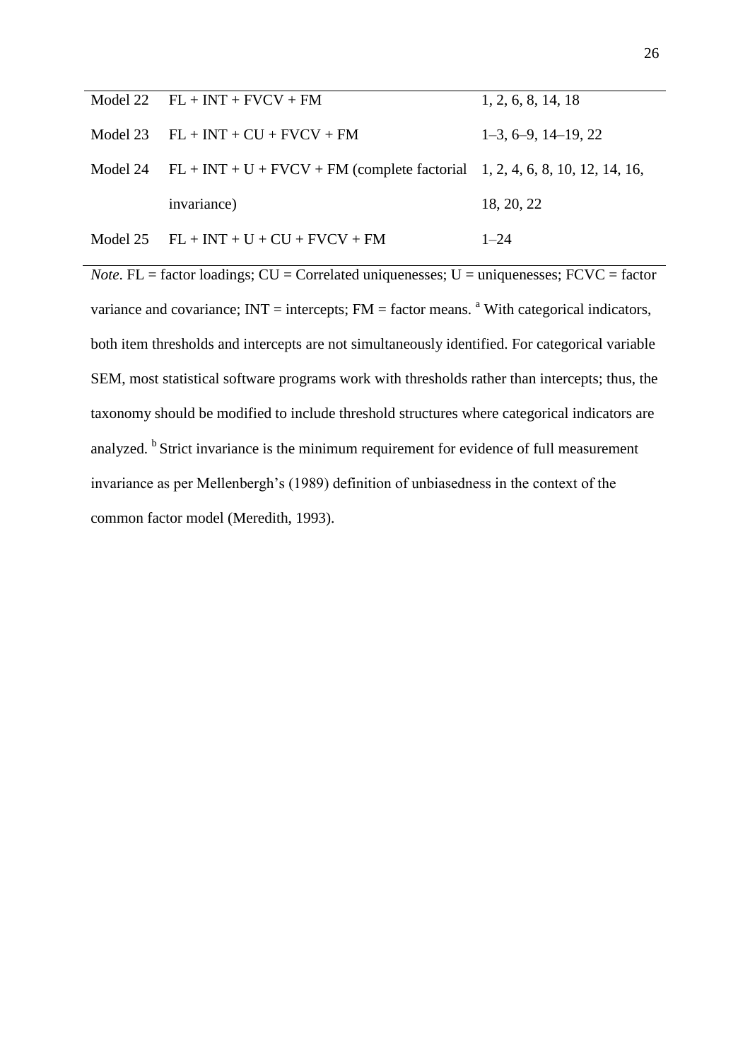| | | |
|---|---|---|
| Model 22 | FL + INT + FVCV + FM | 1, 2, 6, 8, 14, 18 |
| Model 23 | FL + INT + CU + FVCV + FM | 1–3, 6–9, 14–19, 22 |
| Model 24 | FL + INT + U + FVCV + FM (complete factorial invariance) | 1, 2, 4, 6, 8, 10, 12, 14, 16, 18, 20, 22 |
| Model 25 | FL + INT + U + CU + FVCV + FM | 1–24 |

*Note*. FL = factor loadings; CU = Correlated uniquenesses; U = uniquenesses; FCVC = factor variance and covariance; INT = intercepts; FM = factor means. [a] With categorical indicators, both item thresholds and intercepts are not simultaneously identified. For categorical variable SEM, most statistical software programs work with thresholds rather than intercepts; thus, the taxonomy should be modified to include threshold structures where categorical indicators are analyzed. [b] Strict invariance is the minimum requirement for evidence of full measurement invariance as per Mellenbergh's (1989) definition of unbiasedness in the context of the common factor model (Meredith, 1993).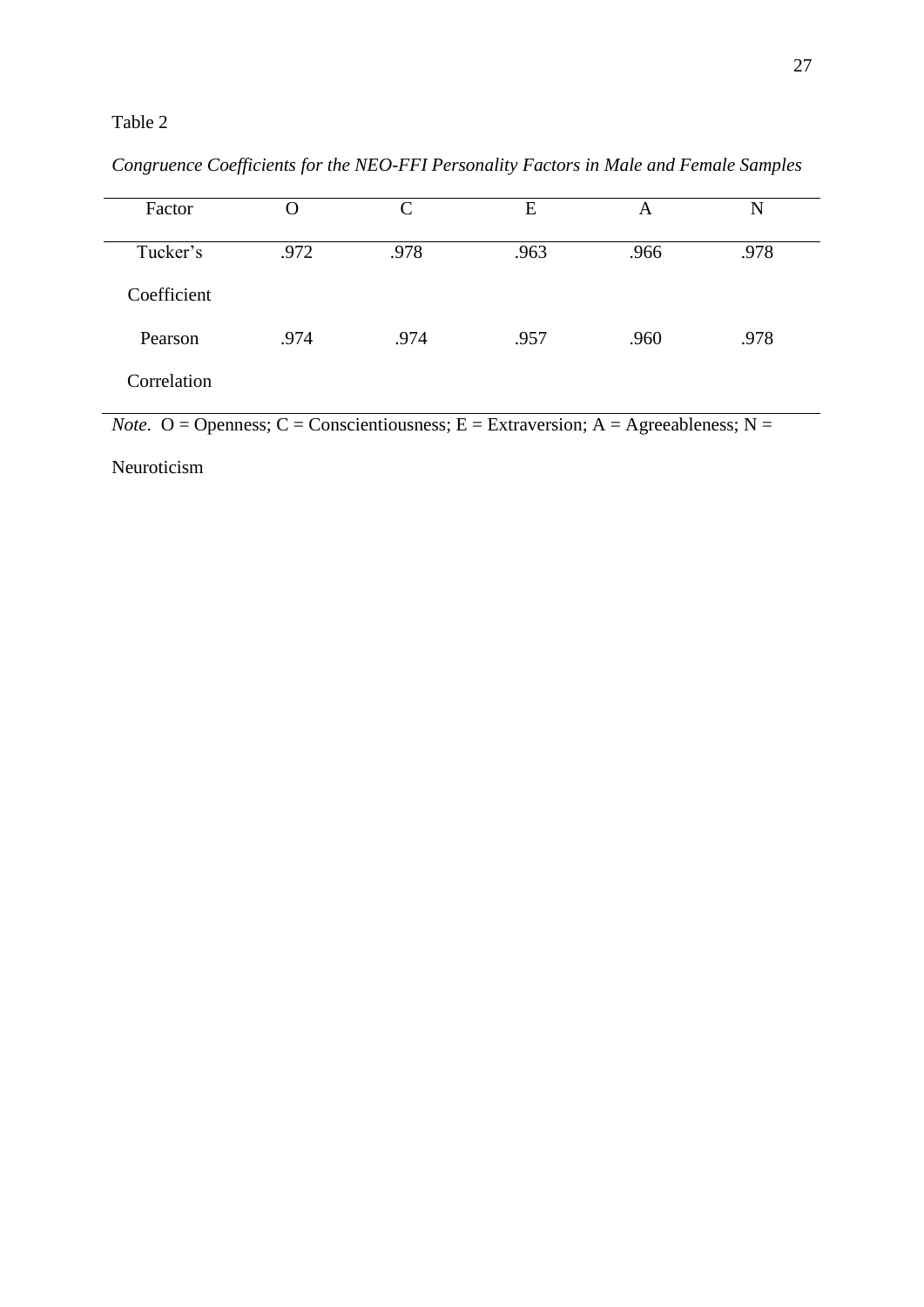Table 2

*Congruence Coefficients for the NEO-FFI Personality Factors in Male and Female Samples*

| Factor | O | C | E | A | N |
|---|---|---|---|---|---|
| Tucker's Coefficient | .972 | .978 | .963 | .966 | .978 |
| Pearson Correlation | .974 | .974 | .957 | .960 | .978 |

*Note*. O = Openness; C = Conscientiousness; E = Extraversion; A = Agreeableness; N = Neuroticism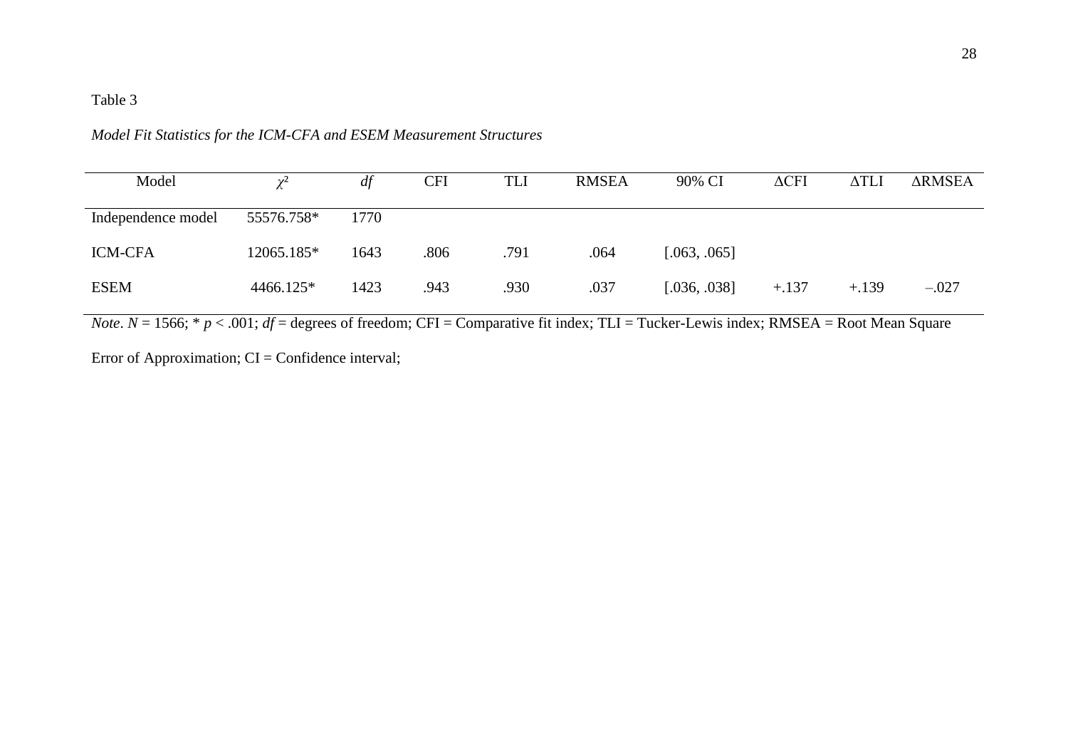Table 3

*Model Fit Statistics for the ICM-CFA and ESEM Measurement Structures*

| Model | $\chi^2$ | *df* | CFI | TLI | RMSEA | 90% CI | ΔCFI | ΔTLI | ΔRMSEA |
|---|---|---|---|---|---|---|---|---|---|
| Independence model | 55576.758* | 1770 | | | | | | | |
| ICM-CFA | 12065.185* | 1643 | .806 | .791 | .064 | [.063, .065] | | | |
| ESEM | 4466.125* | 1423 | .943 | .930 | .037 | [.036, .038] | +.137 | +.139 | –.027 |

*Note*. $N = 1566$; * $p < .001$; *df* = degrees of freedom; CFI = Comparative fit index; TLI = Tucker-Lewis index; RMSEA = Root Mean Square Error of Approximation; CI = Confidence interval;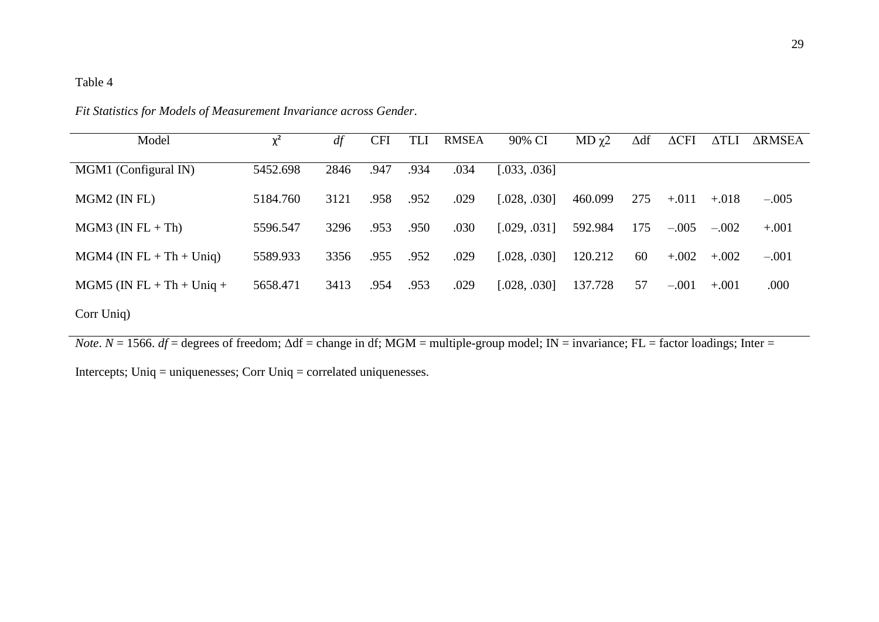Table 4

*Fit Statistics for Models of Measurement Invariance across Gender.*

| Model | $\chi^2$ | *df* | CFI | TLI | RMSEA | 90% CI | MD $\chi 2$ | Δdf | ΔCFI | ΔTLI | ΔRMSEA |
|---|---|---|---|---|---|---|---|---|---|---|---|
| MGM1 (Configural IN) | 5452.698 | 2846 | .947 | .934 | .034 | [.033, .036] | | | | | |
| MGM2 (IN FL) | 5184.760 | 3121 | .958 | .952 | .029 | [.028, .030] | 460.099 | 275 | +.011 | +.018 | –.005 |
| MGM3 (IN FL + Th) | 5596.547 | 3296 | .953 | .950 | .030 | [.029, .031] | 592.984 | 175 | –.005 | –.002 | +.001 |
| MGM4 (IN FL + Th + Uniq) | 5589.933 | 3356 | .955 | .952 | .029 | [.028, .030] | 120.212 | 60 | +.002 | +.002 | –.001 |
| MGM5 (IN FL + Th + Uniq + Corr Uniq) | 5658.471 | 3413 | .954 | .953 | .029 | [.028, .030] | 137.728 | 57 | –.001 | +.001 | .000 |

*Note*. *N* = 1566. *df* = degrees of freedom; Δdf = change in df; MGM = multiple-group model; IN = invariance; FL = factor loadings; Inter = Intercepts; Uniq = uniquenesses; Corr Uniq = correlated uniquenesses.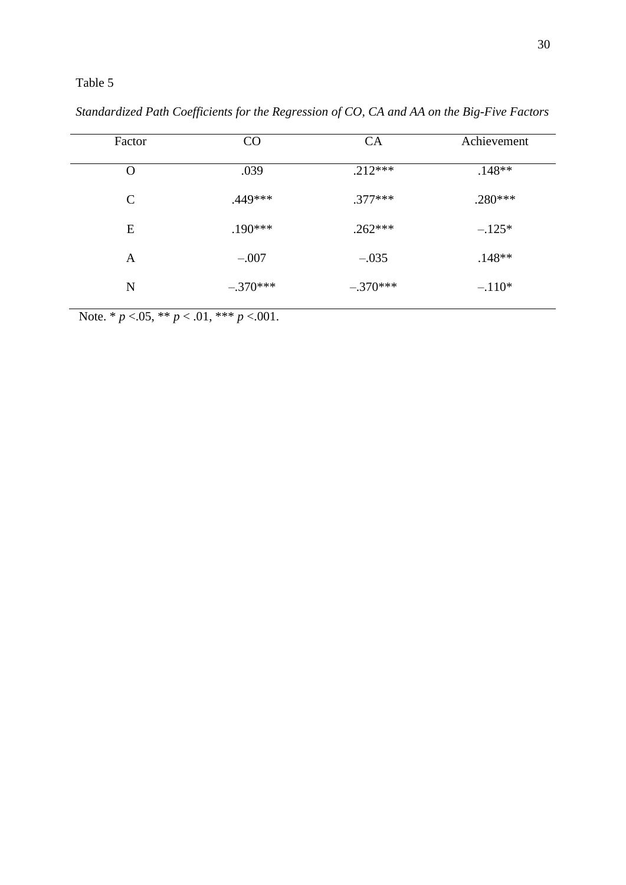Table 5

*Standardized Path Coefficients for the Regression of CO, CA and AA on the Big-Five Factors*

| Factor | CO | CA | Achievement |
|---|---|---|---|
| O | .039 | .212*** | .148** |
| C | .449*** | .377*** | .280*** |
| E | .190*** | .262*** | –.125* |
| A | –.007 | –.035 | .148** |
| N | –.370*** | –.370*** | –.110* |

Note. * $p$ <.05, ** $p$ < .01, *** $p$ <.001.